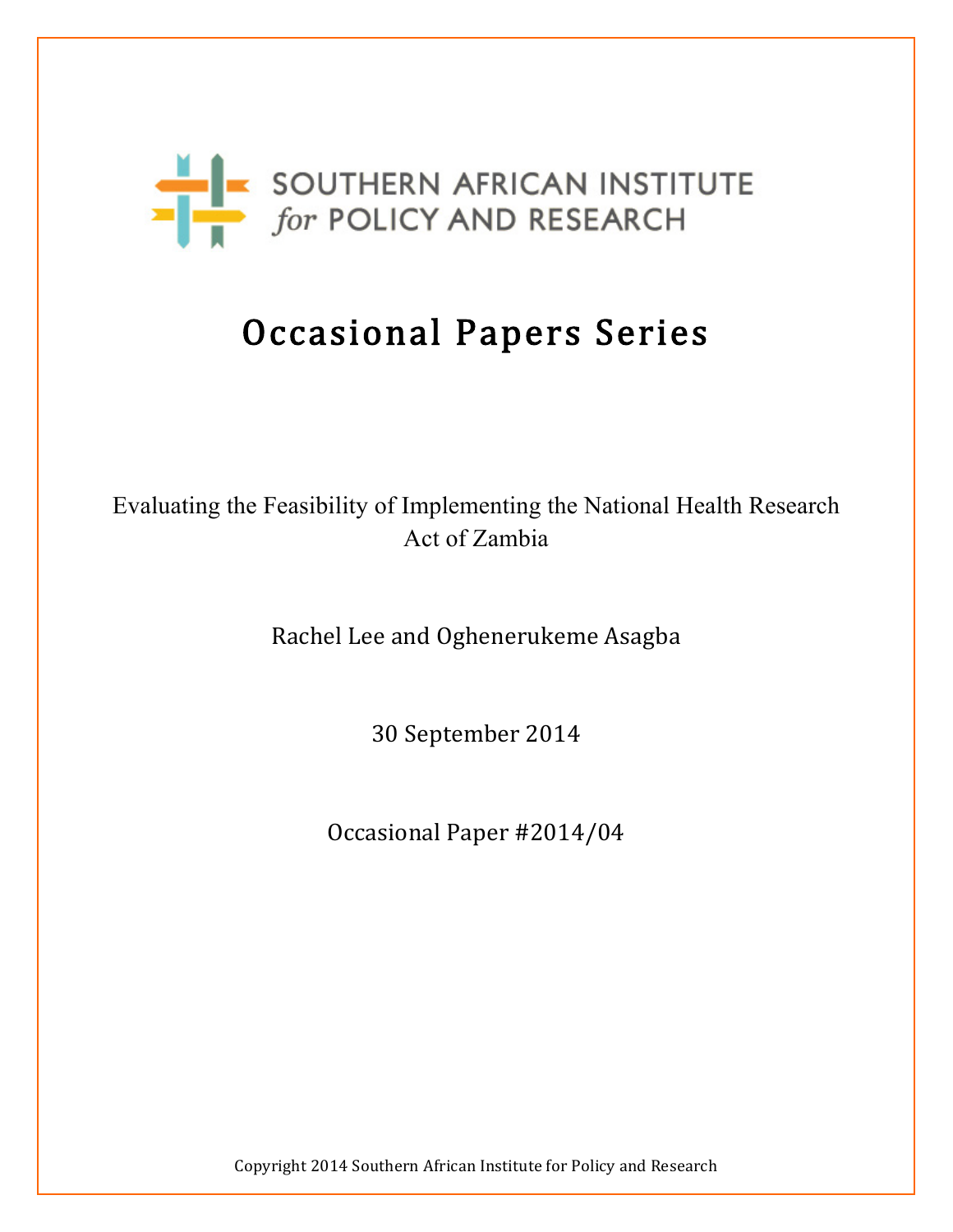SOUTHERN AFRICAN INSTITUTE *for* POLICY AND RESEARCH

# Occasional Papers Series

Evaluating the Feasibility of Implementing the National Health Research Act of Zambia

Rachel Lee and Oghenerukeme Asagba

30 September 2014

Occasional Paper #2014/04

Copyright 2014 Southern African Institute for Policy and Research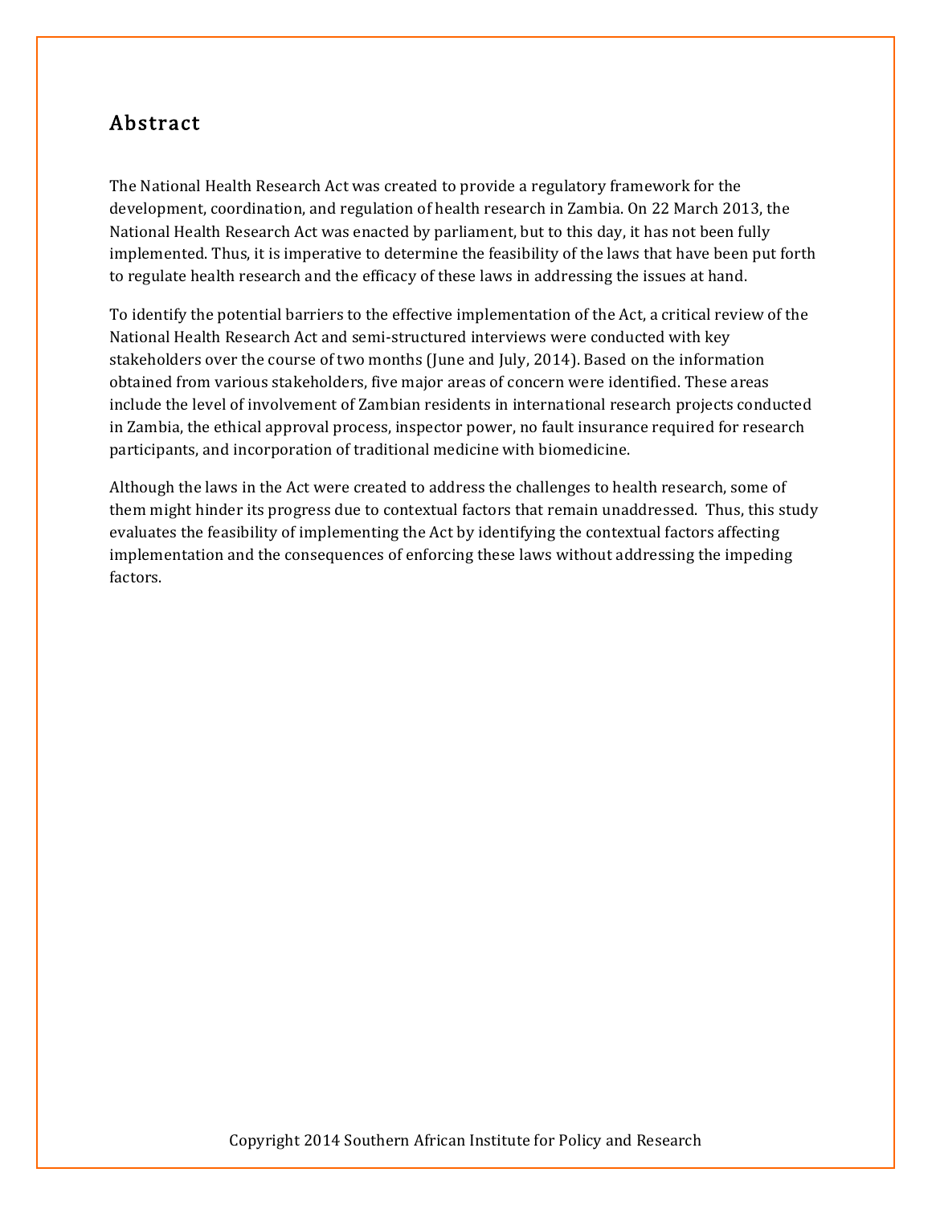## Abstract

The National Health Research Act was created to provide a regulatory framework for the development, coordination, and regulation of health research in Zambia. On 22 March 2013, the National Health Research Act was enacted by parliament, but to this day, it has not been fully implemented. Thus, it is imperative to determine the feasibility of the laws that have been put forth to regulate health research and the efficacy of these laws in addressing the issues at hand.

To identify the potential barriers to the effective implementation of the Act, a critical review of the National Health Research Act and semi-structured interviews were conducted with key stakeholders over the course of two months (June and July, 2014). Based on the information obtained from various stakeholders, five major areas of concern were identified. These areas include the level of involvement of Zambian residents in international research projects conducted in Zambia, the ethical approval process, inspector power, no fault insurance required for research participants, and incorporation of traditional medicine with biomedicine.

Although the laws in the Act were created to address the challenges to health research, some of them might hinder its progress due to contextual factors that remain unaddressed. Thus, this study evaluates the feasibility of implementing the Act by identifying the contextual factors affecting implementation and the consequences of enforcing these laws without addressing the impeding factors.

Copyright 2014 Southern African Institute for Policy and Research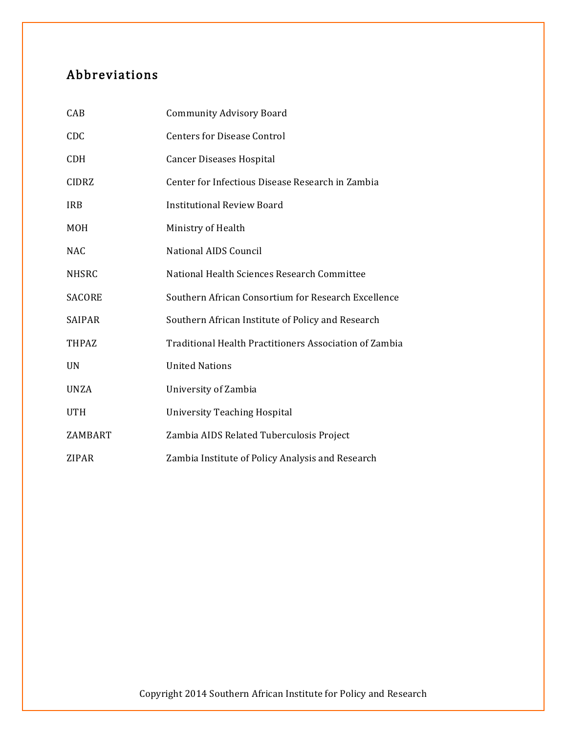## Abbreviations

| | |
|---|---|
| CAB | Community Advisory Board |
| CDC | Centers for Disease Control |
| CDH | Cancer Diseases Hospital |
| CIDRZ | Center for Infectious Disease Research in Zambia |
| IRB | Institutional Review Board |
| MOH | Ministry of Health |
| NAC | National AIDS Council |
| NHSRC | National Health Sciences Research Committee |
| SACORE | Southern African Consortium for Research Excellence |
| SAIPAR | Southern African Institute of Policy and Research |
| THPAZ | Traditional Health Practitioners Association of Zambia |
| UN | United Nations |
| UNZA | University of Zambia |
| UTH | University Teaching Hospital |
| ZAMBART | Zambia AIDS Related Tuberculosis Project |
| ZIPAR | Zambia Institute of Policy Analysis and Research |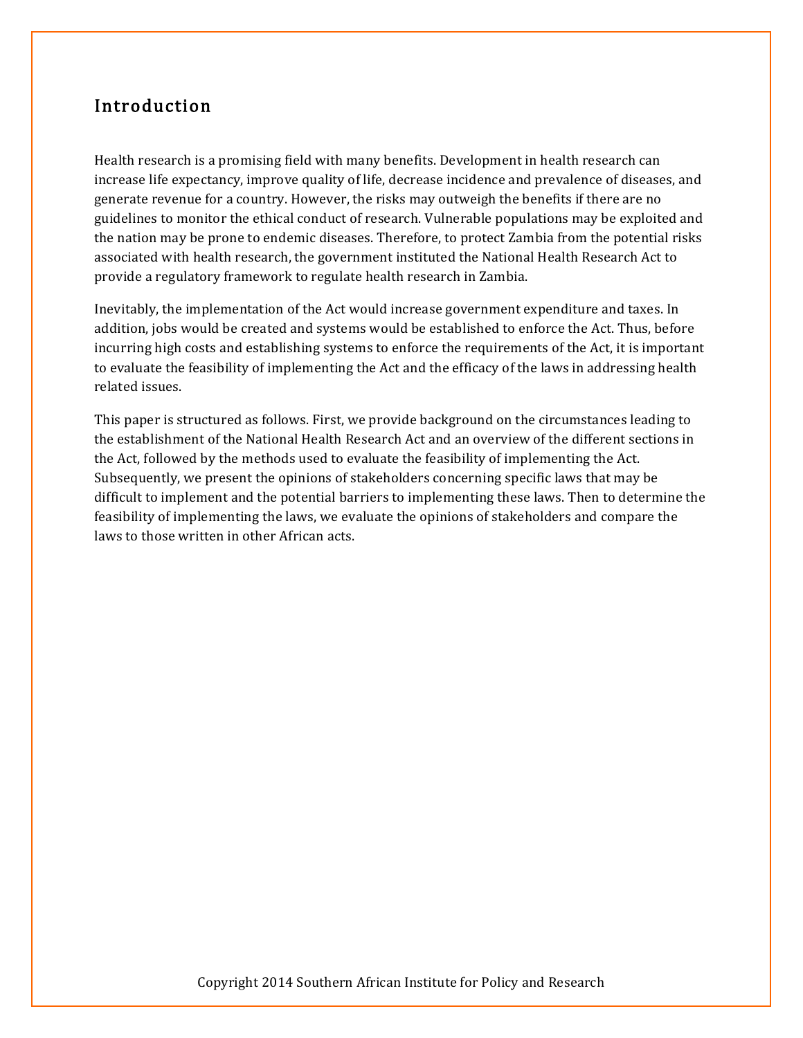## Introduction

Health research is a promising field with many benefits. Development in health research can increase life expectancy, improve quality of life, decrease incidence and prevalence of diseases, and generate revenue for a country. However, the risks may outweigh the benefits if there are no guidelines to monitor the ethical conduct of research. Vulnerable populations may be exploited and the nation may be prone to endemic diseases. Therefore, to protect Zambia from the potential risks associated with health research, the government instituted the National Health Research Act to provide a regulatory framework to regulate health research in Zambia.

Inevitably, the implementation of the Act would increase government expenditure and taxes. In addition, jobs would be created and systems would be established to enforce the Act. Thus, before incurring high costs and establishing systems to enforce the requirements of the Act, it is important to evaluate the feasibility of implementing the Act and the efficacy of the laws in addressing health related issues.

This paper is structured as follows. First, we provide background on the circumstances leading to the establishment of the National Health Research Act and an overview of the different sections in the Act, followed by the methods used to evaluate the feasibility of implementing the Act. Subsequently, we present the opinions of stakeholders concerning specific laws that may be difficult to implement and the potential barriers to implementing these laws. Then to determine the feasibility of implementing the laws, we evaluate the opinions of stakeholders and compare the laws to those written in other African acts.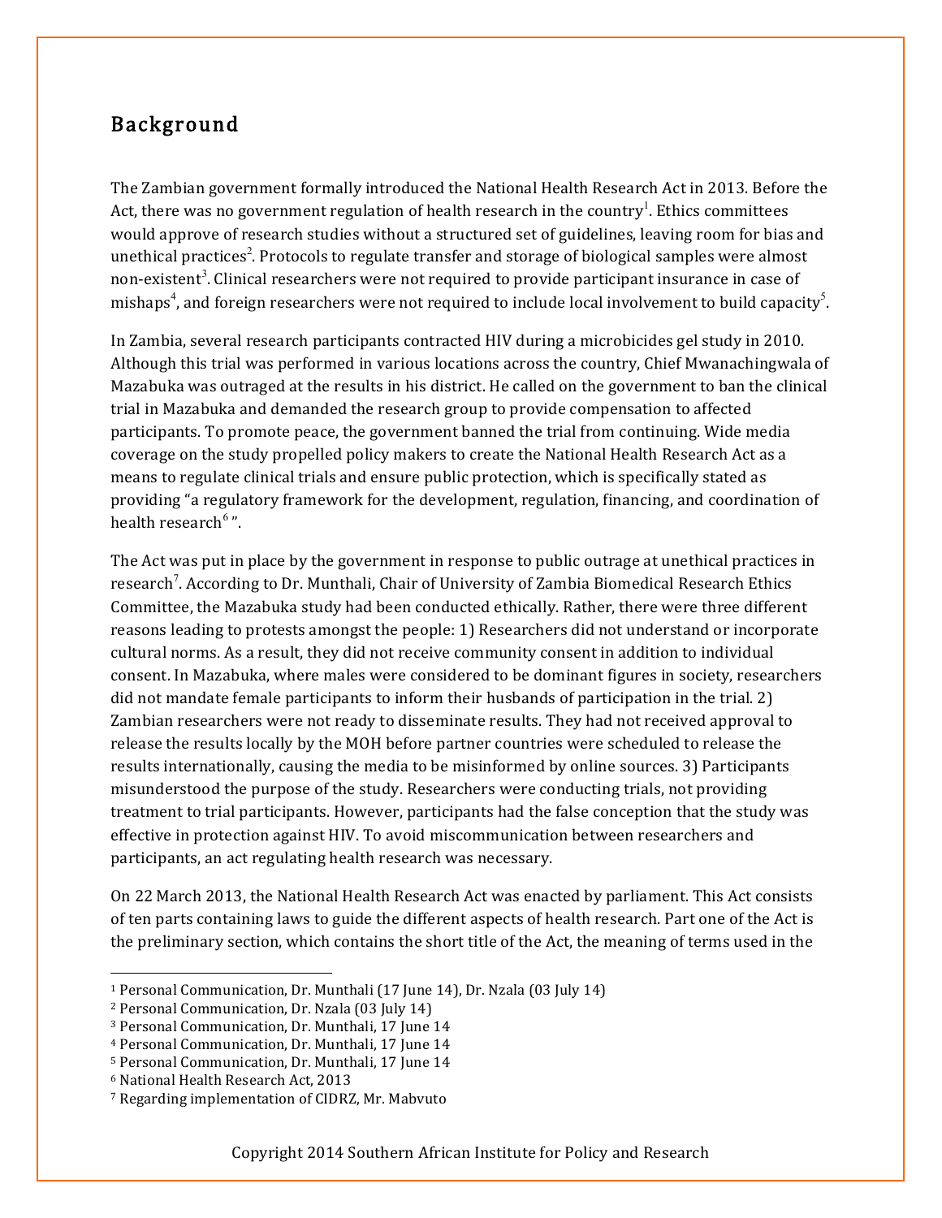## Background

The Zambian government formally introduced the National Health Research Act in 2013. Before the Act, there was no government regulation of health research in the country[1]. Ethics committees would approve of research studies without a structured set of guidelines, leaving room for bias and unethical practices[2]. Protocols to regulate transfer and storage of biological samples were almost non-existent[3]. Clinical researchers were not required to provide participant insurance in case of mishaps[4], and foreign researchers were not required to include local involvement to build capacity[5].

In Zambia, several research participants contracted HIV during a microbicides gel study in 2010. Although this trial was performed in various locations across the country, Chief Mwanachingwala of Mazabuka was outraged at the results in his district. He called on the government to ban the clinical trial in Mazabuka and demanded the research group to provide compensation to affected participants. To promote peace, the government banned the trial from continuing. Wide media coverage on the study propelled policy makers to create the National Health Research Act as a means to regulate clinical trials and ensure public protection, which is specifically stated as providing "a regulatory framework for the development, regulation, financing, and coordination of health research[6]".

The Act was put in place by the government in response to public outrage at unethical practices in research[7]. According to Dr. Munthali, Chair of University of Zambia Biomedical Research Ethics Committee, the Mazabuka study had been conducted ethically. Rather, there were three different reasons leading to protests amongst the people: 1) Researchers did not understand or incorporate cultural norms. As a result, they did not receive community consent in addition to individual consent. In Mazabuka, where males were considered to be dominant figures in society, researchers did not mandate female participants to inform their husbands of participation in the trial. 2) Zambian researchers were not ready to disseminate results. They had not received approval to release the results locally by the MOH before partner countries were scheduled to release the results internationally, causing the media to be misinformed by online sources. 3) Participants misunderstood the purpose of the study. Researchers were conducting trials, not providing treatment to trial participants. However, participants had the false conception that the study was effective in protection against HIV. To avoid miscommunication between researchers and participants, an act regulating health research was necessary.

On 22 March 2013, the National Health Research Act was enacted by parliament. This Act consists of ten parts containing laws to guide the different aspects of health research. Part one of the Act is the preliminary section, which contains the short title of the Act, the meaning of terms used in the

---

[1] Personal Communication, Dr. Munthali (17 June 14), Dr. Nzala (03 July 14)
[2] Personal Communication, Dr. Nzala (03 July 14)
[3] Personal Communication, Dr. Munthali, 17 June 14
[4] Personal Communication, Dr. Munthali, 17 June 14
[5] Personal Communication, Dr. Munthali, 17 June 14
[6] National Health Research Act, 2013
[7] Regarding implementation of CIDRZ, Mr. Mabvuto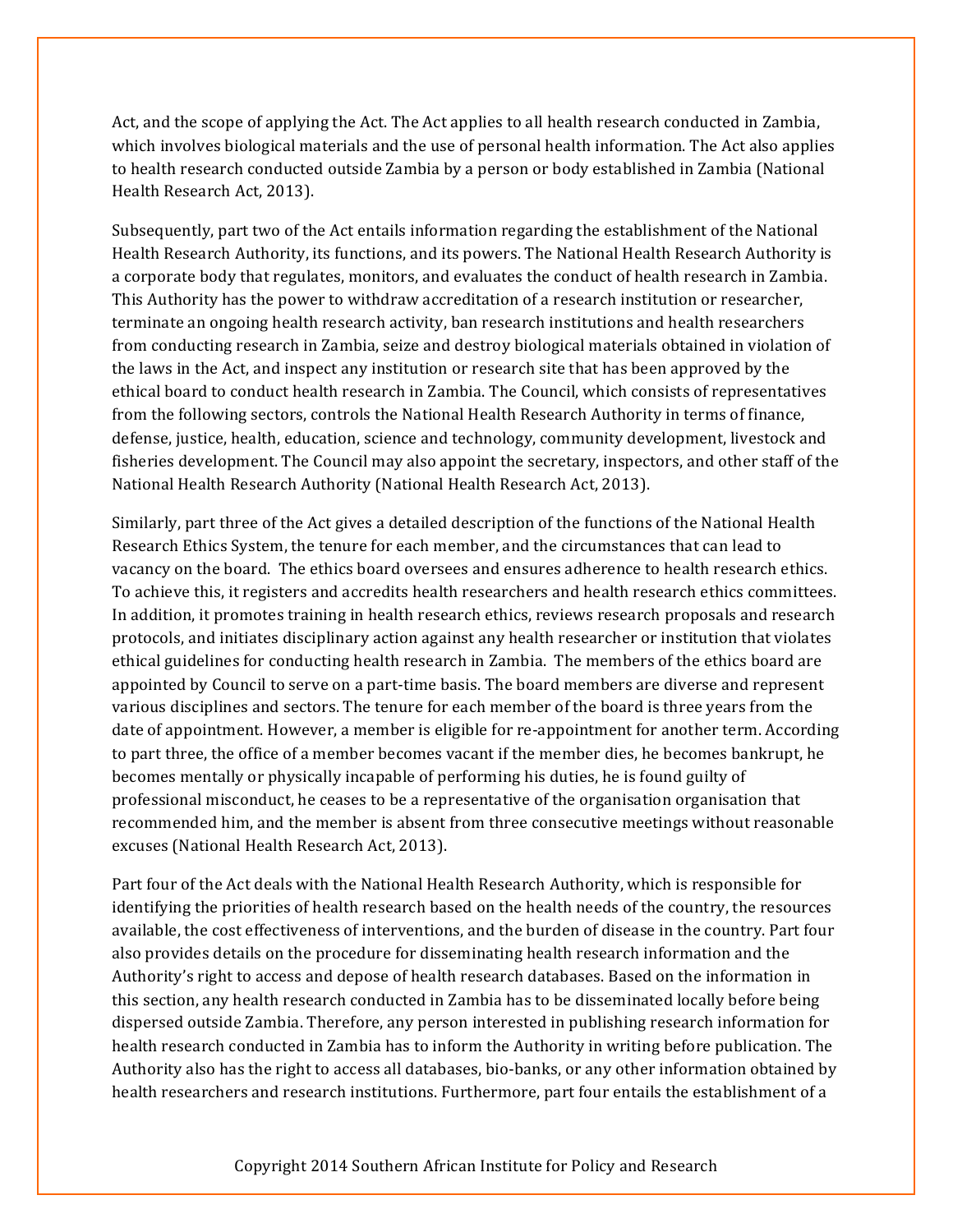Act, and the scope of applying the Act. The Act applies to all health research conducted in Zambia, which involves biological materials and the use of personal health information. The Act also applies to health research conducted outside Zambia by a person or body established in Zambia (National Health Research Act, 2013).

Subsequently, part two of the Act entails information regarding the establishment of the National Health Research Authority, its functions, and its powers. The National Health Research Authority is a corporate body that regulates, monitors, and evaluates the conduct of health research in Zambia. This Authority has the power to withdraw accreditation of a research institution or researcher, terminate an ongoing health research activity, ban research institutions and health researchers from conducting research in Zambia, seize and destroy biological materials obtained in violation of the laws in the Act, and inspect any institution or research site that has been approved by the ethical board to conduct health research in Zambia. The Council, which consists of representatives from the following sectors, controls the National Health Research Authority in terms of finance, defense, justice, health, education, science and technology, community development, livestock and fisheries development. The Council may also appoint the secretary, inspectors, and other staff of the National Health Research Authority (National Health Research Act, 2013).

Similarly, part three of the Act gives a detailed description of the functions of the National Health Research Ethics System, the tenure for each member, and the circumstances that can lead to vacancy on the board. The ethics board oversees and ensures adherence to health research ethics. To achieve this, it registers and accredits health researchers and health research ethics committees. In addition, it promotes training in health research ethics, reviews research proposals and research protocols, and initiates disciplinary action against any health researcher or institution that violates ethical guidelines for conducting health research in Zambia. The members of the ethics board are appointed by Council to serve on a part-time basis. The board members are diverse and represent various disciplines and sectors. The tenure for each member of the board is three years from the date of appointment. However, a member is eligible for re-appointment for another term. According to part three, the office of a member becomes vacant if the member dies, he becomes bankrupt, he becomes mentally or physically incapable of performing his duties, he is found guilty of professional misconduct, he ceases to be a representative of the organisation organisation that recommended him, and the member is absent from three consecutive meetings without reasonable excuses (National Health Research Act, 2013).

Part four of the Act deals with the National Health Research Authority, which is responsible for identifying the priorities of health research based on the health needs of the country, the resources available, the cost effectiveness of interventions, and the burden of disease in the country. Part four also provides details on the procedure for disseminating health research information and the Authority's right to access and depose of health research databases. Based on the information in this section, any health research conducted in Zambia has to be disseminated locally before being dispersed outside Zambia. Therefore, any person interested in publishing research information for health research conducted in Zambia has to inform the Authority in writing before publication. The Authority also has the right to access all databases, bio-banks, or any other information obtained by health researchers and research institutions. Furthermore, part four entails the establishment of a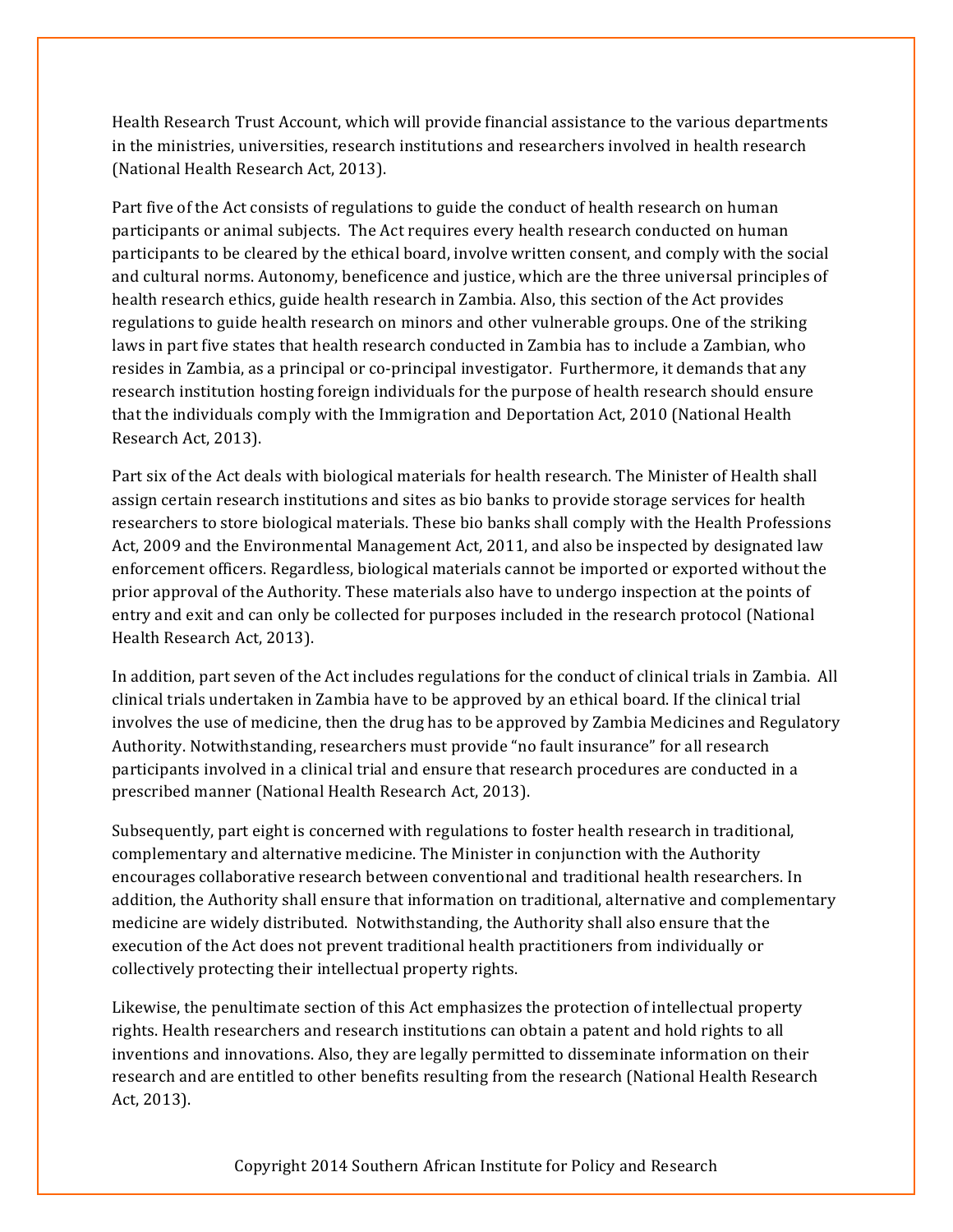Health Research Trust Account, which will provide financial assistance to the various departments in the ministries, universities, research institutions and researchers involved in health research (National Health Research Act, 2013).

Part five of the Act consists of regulations to guide the conduct of health research on human participants or animal subjects. The Act requires every health research conducted on human participants to be cleared by the ethical board, involve written consent, and comply with the social and cultural norms. Autonomy, beneficence and justice, which are the three universal principles of health research ethics, guide health research in Zambia. Also, this section of the Act provides regulations to guide health research on minors and other vulnerable groups. One of the striking laws in part five states that health research conducted in Zambia has to include a Zambian, who resides in Zambia, as a principal or co-principal investigator. Furthermore, it demands that any research institution hosting foreign individuals for the purpose of health research should ensure that the individuals comply with the Immigration and Deportation Act, 2010 (National Health Research Act, 2013).

Part six of the Act deals with biological materials for health research. The Minister of Health shall assign certain research institutions and sites as bio banks to provide storage services for health researchers to store biological materials. These bio banks shall comply with the Health Professions Act, 2009 and the Environmental Management Act, 2011, and also be inspected by designated law enforcement officers. Regardless, biological materials cannot be imported or exported without the prior approval of the Authority. These materials also have to undergo inspection at the points of entry and exit and can only be collected for purposes included in the research protocol (National Health Research Act, 2013).

In addition, part seven of the Act includes regulations for the conduct of clinical trials in Zambia. All clinical trials undertaken in Zambia have to be approved by an ethical board. If the clinical trial involves the use of medicine, then the drug has to be approved by Zambia Medicines and Regulatory Authority. Notwithstanding, researchers must provide "no fault insurance" for all research participants involved in a clinical trial and ensure that research procedures are conducted in a prescribed manner (National Health Research Act, 2013).

Subsequently, part eight is concerned with regulations to foster health research in traditional, complementary and alternative medicine. The Minister in conjunction with the Authority encourages collaborative research between conventional and traditional health researchers. In addition, the Authority shall ensure that information on traditional, alternative and complementary medicine are widely distributed. Notwithstanding, the Authority shall also ensure that the execution of the Act does not prevent traditional health practitioners from individually or collectively protecting their intellectual property rights.

Likewise, the penultimate section of this Act emphasizes the protection of intellectual property rights. Health researchers and research institutions can obtain a patent and hold rights to all inventions and innovations. Also, they are legally permitted to disseminate information on their research and are entitled to other benefits resulting from the research (National Health Research Act, 2013).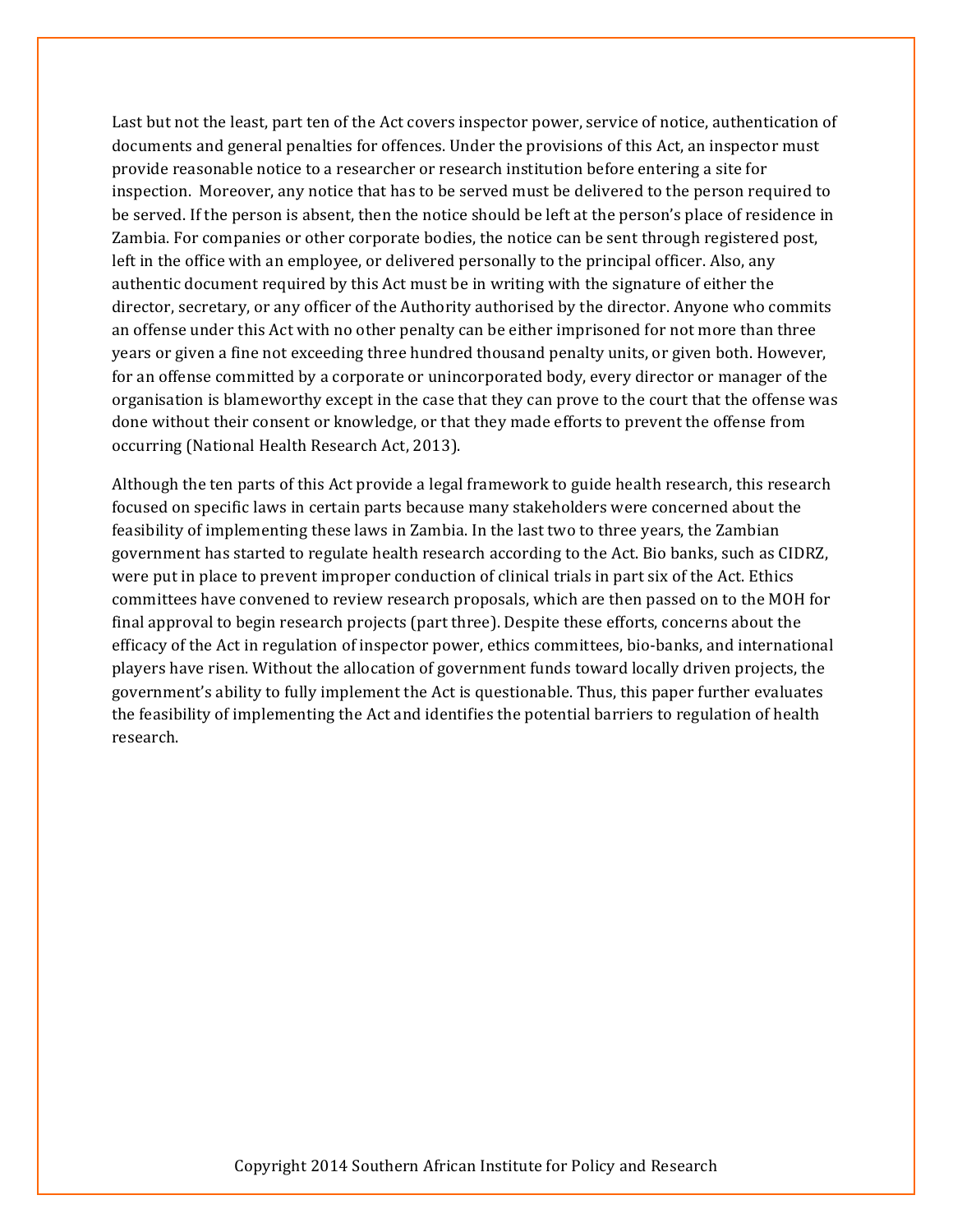Last but not the least, part ten of the Act covers inspector power, service of notice, authentication of documents and general penalties for offences. Under the provisions of this Act, an inspector must provide reasonable notice to a researcher or research institution before entering a site for inspection. Moreover, any notice that has to be served must be delivered to the person required to be served. If the person is absent, then the notice should be left at the person's place of residence in Zambia. For companies or other corporate bodies, the notice can be sent through registered post, left in the office with an employee, or delivered personally to the principal officer. Also, any authentic document required by this Act must be in writing with the signature of either the director, secretary, or any officer of the Authority authorised by the director. Anyone who commits an offense under this Act with no other penalty can be either imprisoned for not more than three years or given a fine not exceeding three hundred thousand penalty units, or given both. However, for an offense committed by a corporate or unincorporated body, every director or manager of the organisation is blameworthy except in the case that they can prove to the court that the offense was done without their consent or knowledge, or that they made efforts to prevent the offense from occurring (National Health Research Act, 2013).

Although the ten parts of this Act provide a legal framework to guide health research, this research focused on specific laws in certain parts because many stakeholders were concerned about the feasibility of implementing these laws in Zambia. In the last two to three years, the Zambian government has started to regulate health research according to the Act. Bio banks, such as CIDRZ, were put in place to prevent improper conduction of clinical trials in part six of the Act. Ethics committees have convened to review research proposals, which are then passed on to the MOH for final approval to begin research projects (part three). Despite these efforts, concerns about the efficacy of the Act in regulation of inspector power, ethics committees, bio-banks, and international players have risen. Without the allocation of government funds toward locally driven projects, the government's ability to fully implement the Act is questionable. Thus, this paper further evaluates the feasibility of implementing the Act and identifies the potential barriers to regulation of health research.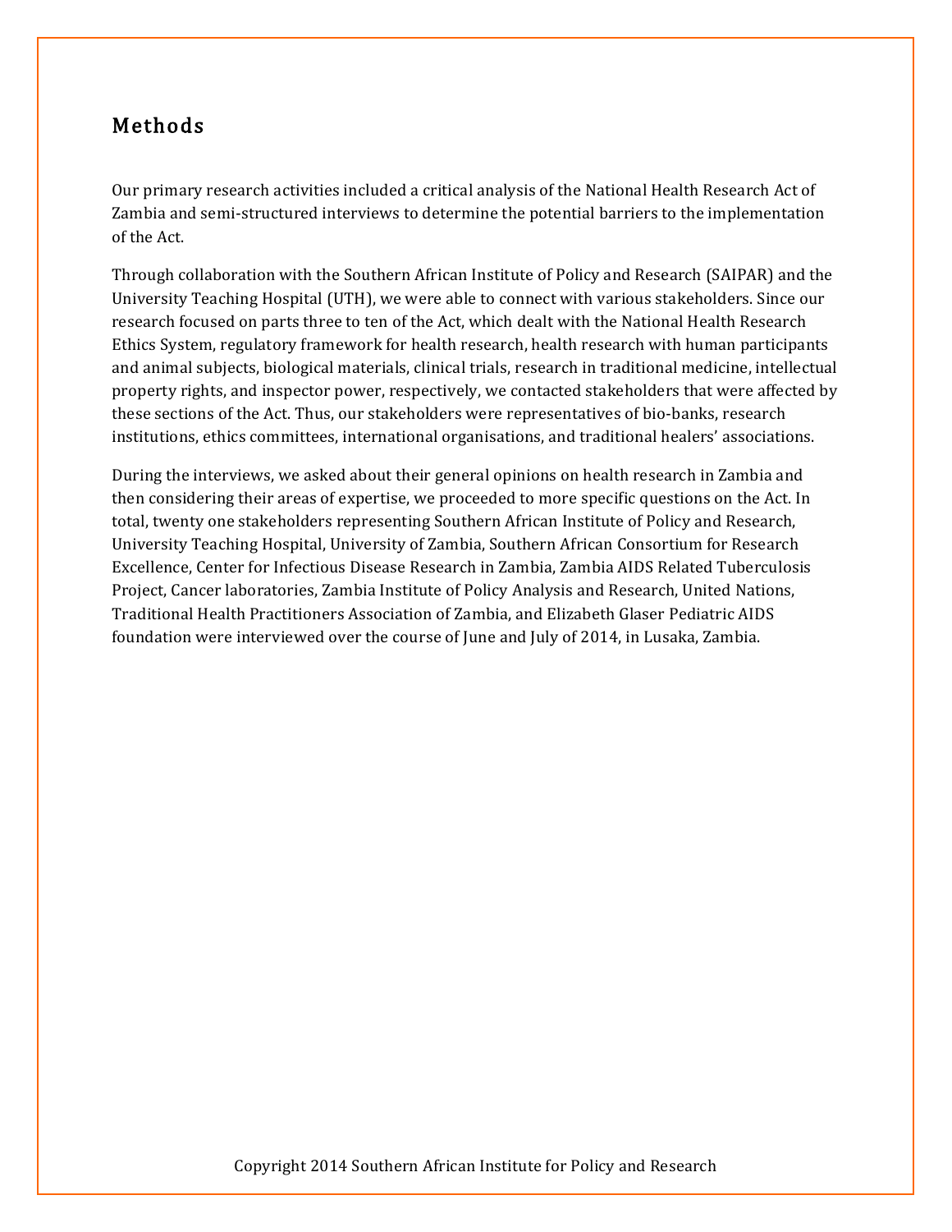## Methods

Our primary research activities included a critical analysis of the National Health Research Act of Zambia and semi-structured interviews to determine the potential barriers to the implementation of the Act.

Through collaboration with the Southern African Institute of Policy and Research (SAIPAR) and the University Teaching Hospital (UTH), we were able to connect with various stakeholders. Since our research focused on parts three to ten of the Act, which dealt with the National Health Research Ethics System, regulatory framework for health research, health research with human participants and animal subjects, biological materials, clinical trials, research in traditional medicine, intellectual property rights, and inspector power, respectively, we contacted stakeholders that were affected by these sections of the Act. Thus, our stakeholders were representatives of bio-banks, research institutions, ethics committees, international organisations, and traditional healers' associations.

During the interviews, we asked about their general opinions on health research in Zambia and then considering their areas of expertise, we proceeded to more specific questions on the Act. In total, twenty one stakeholders representing Southern African Institute of Policy and Research, University Teaching Hospital, University of Zambia, Southern African Consortium for Research Excellence, Center for Infectious Disease Research in Zambia, Zambia AIDS Related Tuberculosis Project, Cancer laboratories, Zambia Institute of Policy Analysis and Research, United Nations, Traditional Health Practitioners Association of Zambia, and Elizabeth Glaser Pediatric AIDS foundation were interviewed over the course of June and July of 2014, in Lusaka, Zambia.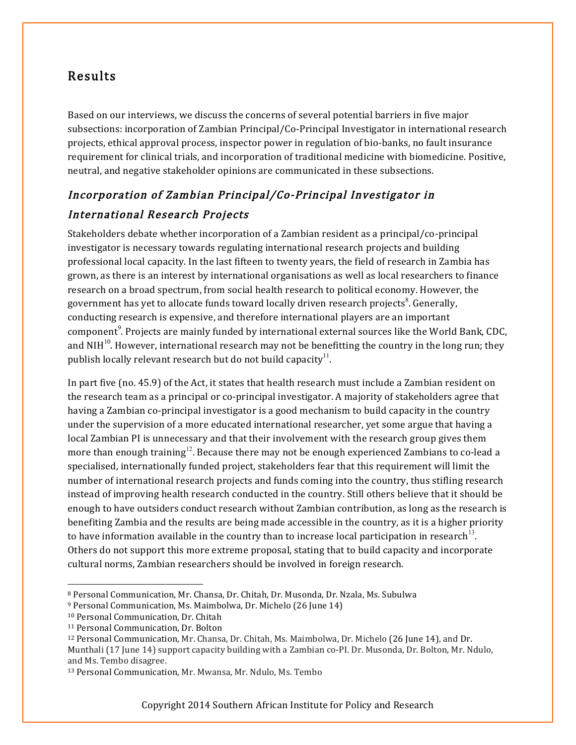## Results

Based on our interviews, we discuss the concerns of several potential barriers in five major subsections: incorporation of Zambian Principal/Co-Principal Investigator in international research projects, ethical approval process, inspector power in regulation of bio-banks, no fault insurance requirement for clinical trials, and incorporation of traditional medicine with biomedicine. Positive, neutral, and negative stakeholder opinions are communicated in these subsections.

### *Incorporation of Zambian Principal/Co-Principal Investigator in International Research Projects*

Stakeholders debate whether incorporation of a Zambian resident as a principal/co-principal investigator is necessary towards regulating international research projects and building professional local capacity. In the last fifteen to twenty years, the field of research in Zambia has grown, as there is an interest by international organisations as well as local researchers to finance research on a broad spectrum, from social health research to political economy. However, the government has yet to allocate funds toward locally driven research projects[8]. Generally, conducting research is expensive, and therefore international players are an important component[9]. Projects are mainly funded by international external sources like the World Bank, CDC, and NIH[10]. However, international research may not be benefitting the country in the long run; they publish locally relevant research but do not build capacity[11].

In part five (no. 45.9) of the Act, it states that health research must include a Zambian resident on the research team as a principal or co-principal investigator. A majority of stakeholders agree that having a Zambian co-principal investigator is a good mechanism to build capacity in the country under the supervision of a more educated international researcher, yet some argue that having a local Zambian PI is unnecessary and that their involvement with the research group gives them more than enough training[12]. Because there may not be enough experienced Zambians to co-lead a specialised, internationally funded project, stakeholders fear that this requirement will limit the number of international research projects and funds coming into the country, thus stifling research instead of improving health research conducted in the country. Still others believe that it should be enough to have outsiders conduct research without Zambian contribution, as long as the research is benefiting Zambia and the results are being made accessible in the country, as it is a higher priority to have information available in the country than to increase local participation in research[13]. Others do not support this more extreme proposal, stating that to build capacity and incorporate cultural norms, Zambian researchers should be involved in foreign research.

---

[8] Personal Communication, Mr. Chansa, Dr. Chitah, Dr. Musonda, Dr. Nzala, Ms. Subulwa

[9] Personal Communication, Ms. Maimbolwa, Dr. Michelo (26 June 14)

[10] Personal Communication, Dr. Chitah

[11] Personal Communication, Dr. Bolton

[12] Personal Communication, Mr. Chansa, Dr. Chitah, Ms. Maimbolwa, Dr. Michelo (26 June 14), and Dr. Munthali (17 June 14) support capacity building with a Zambian co-PI. Dr. Musonda, Dr. Bolton, Mr. Ndulo, and Ms. Tembo disagree.

[13] Personal Communication, Mr. Mwansa, Mr. Ndulo, Ms. Tembo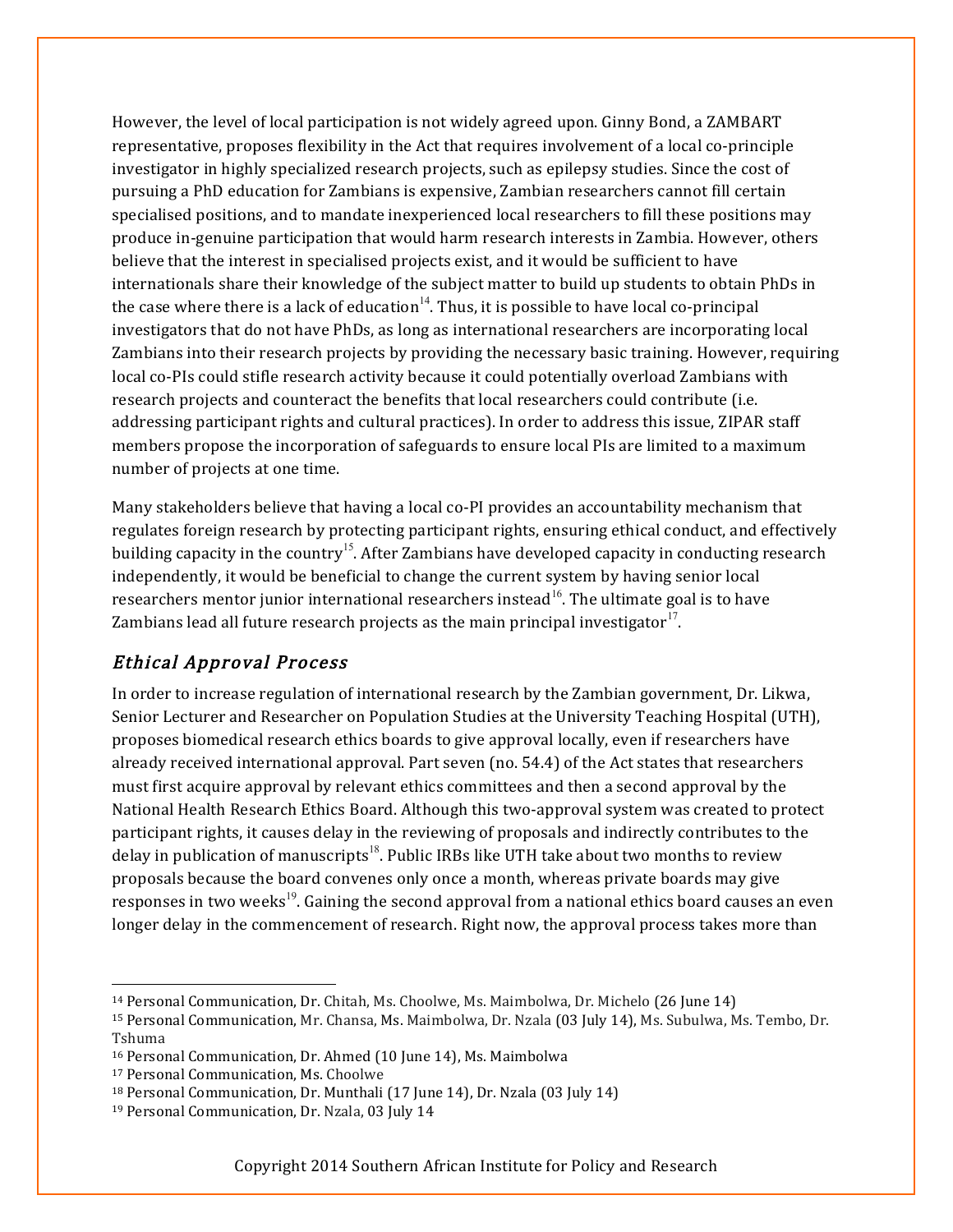However, the level of local participation is not widely agreed upon. Ginny Bond, a ZAMBART representative, proposes flexibility in the Act that requires involvement of a local co-principle investigator in highly specialized research projects, such as epilepsy studies. Since the cost of pursuing a PhD education for Zambians is expensive, Zambian researchers cannot fill certain specialised positions, and to mandate inexperienced local researchers to fill these positions may produce in-genuine participation that would harm research interests in Zambia. However, others believe that the interest in specialised projects exist, and it would be sufficient to have internationals share their knowledge of the subject matter to build up students to obtain PhDs in the case where there is a lack of education[14]. Thus, it is possible to have local co-principal investigators that do not have PhDs, as long as international researchers are incorporating local Zambians into their research projects by providing the necessary basic training. However, requiring local co-PIs could stifle research activity because it could potentially overload Zambians with research projects and counteract the benefits that local researchers could contribute (i.e. addressing participant rights and cultural practices). In order to address this issue, ZIPAR staff members propose the incorporation of safeguards to ensure local PIs are limited to a maximum number of projects at one time.

Many stakeholders believe that having a local co-PI provides an accountability mechanism that regulates foreign research by protecting participant rights, ensuring ethical conduct, and effectively building capacity in the country[15]. After Zambians have developed capacity in conducting research independently, it would be beneficial to change the current system by having senior local researchers mentor junior international researchers instead[16]. The ultimate goal is to have Zambians lead all future research projects as the main principal investigator[17].

### *Ethical Approval Process*

In order to increase regulation of international research by the Zambian government, Dr. Likwa, Senior Lecturer and Researcher on Population Studies at the University Teaching Hospital (UTH), proposes biomedical research ethics boards to give approval locally, even if researchers have already received international approval. Part seven (no. 54.4) of the Act states that researchers must first acquire approval by relevant ethics committees and then a second approval by the National Health Research Ethics Board. Although this two-approval system was created to protect participant rights, it causes delay in the reviewing of proposals and indirectly contributes to the delay in publication of manuscripts[18]. Public IRBs like UTH take about two months to review proposals because the board convenes only once a month, whereas private boards may give responses in two weeks[19]. Gaining the second approval from a national ethics board causes an even longer delay in the commencement of research. Right now, the approval process takes more than

---

[14] Personal Communication, Dr. Chitah, Ms. Choolwe, Ms. Maimbolwa, Dr. Michelo (26 June 14)

[15] Personal Communication, Mr. Chansa, Ms. Maimbolwa, Dr. Nzala (03 July 14), Ms. Subulwa, Ms. Tembo, Dr. Tshuma

[16] Personal Communication, Dr. Ahmed (10 June 14), Ms. Maimbolwa

[17] Personal Communication, Ms. Choolwe

[18] Personal Communication, Dr. Munthali (17 June 14), Dr. Nzala (03 July 14)

[19] Personal Communication, Dr. Nzala, 03 July 14

Copyright 2014 Southern African Institute for Policy and Research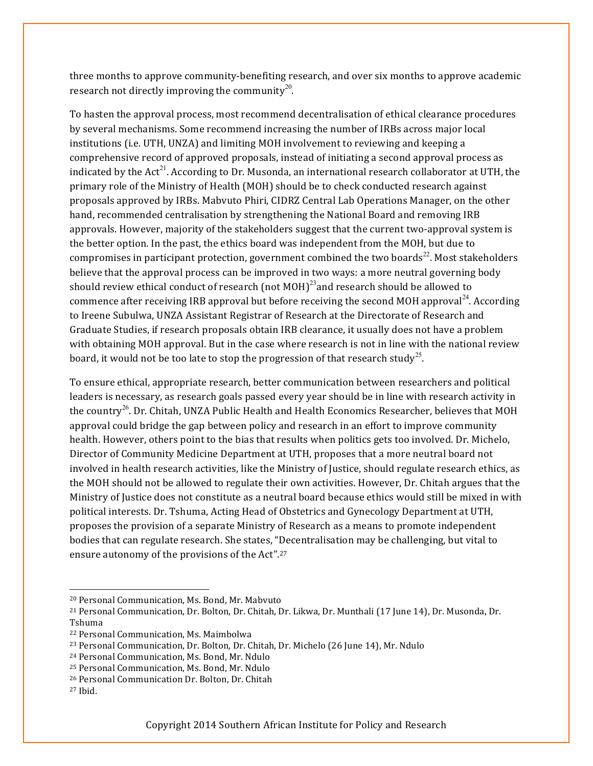three months to approve community-benefiting research, and over six months to approve academic research not directly improving the community[20].

To hasten the approval process, most recommend decentralisation of ethical clearance procedures by several mechanisms. Some recommend increasing the number of IRBs across major local institutions (i.e. UTH, UNZA) and limiting MOH involvement to reviewing and keeping a comprehensive record of approved proposals, instead of initiating a second approval process as indicated by the Act[21]. According to Dr. Musonda, an international research collaborator at UTH, the primary role of the Ministry of Health (MOH) should be to check conducted research against proposals approved by IRBs. Mabvuto Phiri, CIDRZ Central Lab Operations Manager, on the other hand, recommended centralisation by strengthening the National Board and removing IRB approvals. However, majority of the stakeholders suggest that the current two-approval system is the better option. In the past, the ethics board was independent from the MOH, but due to compromises in participant protection, government combined the two boards[22]. Most stakeholders believe that the approval process can be improved in two ways: a more neutral governing body should review ethical conduct of research (not MOH)[23]and research should be allowed to commence after receiving IRB approval but before receiving the second MOH approval[24]. According to Ireene Subulwa, UNZA Assistant Registrar of Research at the Directorate of Research and Graduate Studies, if research proposals obtain IRB clearance, it usually does not have a problem with obtaining MOH approval. But in the case where research is not in line with the national review board, it would not be too late to stop the progression of that research study[25].

To ensure ethical, appropriate research, better communication between researchers and political leaders is necessary, as research goals passed every year should be in line with research activity in the country[26]. Dr. Chitah, UNZA Public Health and Health Economics Researcher, believes that MOH approval could bridge the gap between policy and research in an effort to improve community health. However, others point to the bias that results when politics gets too involved. Dr. Michelo, Director of Community Medicine Department at UTH, proposes that a more neutral board not involved in health research activities, like the Ministry of Justice, should regulate research ethics, as the MOH should not be allowed to regulate their own activities. However, Dr. Chitah argues that the Ministry of Justice does not constitute as a neutral board because ethics would still be mixed in with political interests. Dr. Tshuma, Acting Head of Obstetrics and Gynecology Department at UTH, proposes the provision of a separate Ministry of Research as a means to promote independent bodies that can regulate research. She states, "Decentralisation may be challenging, but vital to ensure autonomy of the provisions of the Act".[27]

---

[20] Personal Communication, Ms. Bond, Mr. Mabvuto

[21] Personal Communication, Dr. Bolton, Dr. Chitah, Dr. Likwa, Dr. Munthali (17 June 14), Dr. Musonda, Dr. Tshuma

[22] Personal Communication, Ms. Maimbolwa

[23] Personal Communication, Dr. Bolton, Dr. Chitah, Dr. Michelo (26 June 14), Mr. Ndulo

[24] Personal Communication, Ms. Bond, Mr. Ndulo

[25] Personal Communication, Ms. Bond, Mr. Ndulo

[26] Personal Communication Dr. Bolton, Dr. Chitah

[27] Ibid.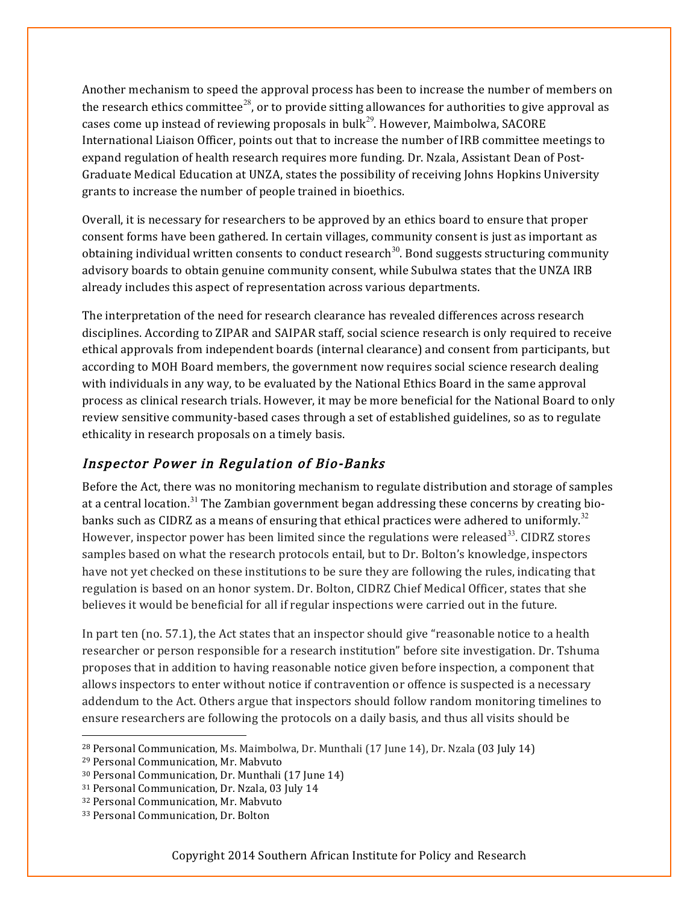Another mechanism to speed the approval process has been to increase the number of members on the research ethics committee[28], or to provide sitting allowances for authorities to give approval as cases come up instead of reviewing proposals in bulk[29]. However, Maimbolwa, SACORE International Liaison Officer, points out that to increase the number of IRB committee meetings to expand regulation of health research requires more funding. Dr. Nzala, Assistant Dean of Post-Graduate Medical Education at UNZA, states the possibility of receiving Johns Hopkins University grants to increase the number of people trained in bioethics.

Overall, it is necessary for researchers to be approved by an ethics board to ensure that proper consent forms have been gathered. In certain villages, community consent is just as important as obtaining individual written consents to conduct research[30]. Bond suggests structuring community advisory boards to obtain genuine community consent, while Subulwa states that the UNZA IRB already includes this aspect of representation across various departments.

The interpretation of the need for research clearance has revealed differences across research disciplines. According to ZIPAR and SAIPAR staff, social science research is only required to receive ethical approvals from independent boards (internal clearance) and consent from participants, but according to MOH Board members, the government now requires social science research dealing with individuals in any way, to be evaluated by the National Ethics Board in the same approval process as clinical research trials. However, it may be more beneficial for the National Board to only review sensitive community-based cases through a set of established guidelines, so as to regulate ethicality in research proposals on a timely basis.

## *Inspector Power in Regulation of Bio-Banks*

Before the Act, there was no monitoring mechanism to regulate distribution and storage of samples at a central location.[31] The Zambian government began addressing these concerns by creating bio-banks such as CIDRZ as a means of ensuring that ethical practices were adhered to uniformly.[32] However, inspector power has been limited since the regulations were released[33]. CIDRZ stores samples based on what the research protocols entail, but to Dr. Bolton's knowledge, inspectors have not yet checked on these institutions to be sure they are following the rules, indicating that regulation is based on an honor system. Dr. Bolton, CIDRZ Chief Medical Officer, states that she believes it would be beneficial for all if regular inspections were carried out in the future.

In part ten (no. 57.1), the Act states that an inspector should give "reasonable notice to a health researcher or person responsible for a research institution" before site investigation. Dr. Tshuma proposes that in addition to having reasonable notice given before inspection, a component that allows inspectors to enter without notice if contravention or offence is suspected is a necessary addendum to the Act. Others argue that inspectors should follow random monitoring timelines to ensure researchers are following the protocols on a daily basis, and thus all visits should be

---

[28] Personal Communication, Ms. Maimbolwa, Dr. Munthali (17 June 14), Dr. Nzala (03 July 14)

[29] Personal Communication, Mr. Mabvuto

[30] Personal Communication, Dr. Munthali (17 June 14)

[31] Personal Communication, Dr. Nzala, 03 July 14

[32] Personal Communication, Mr. Mabvuto

[33] Personal Communication, Dr. Bolton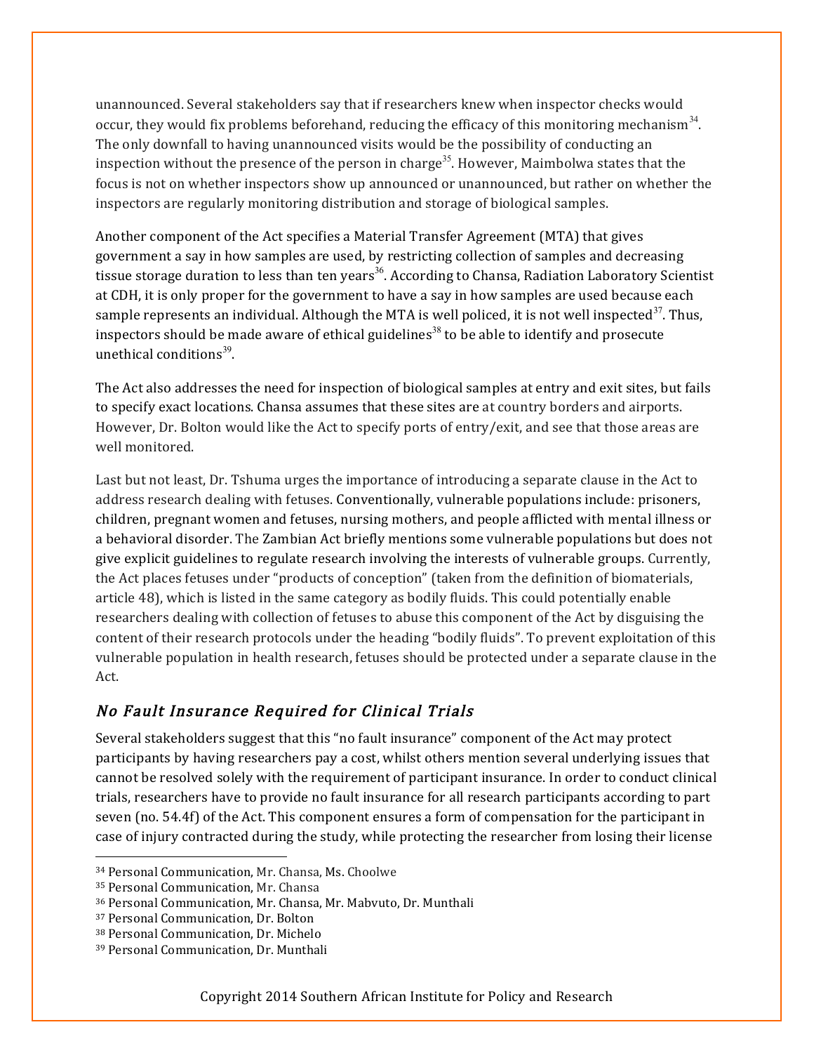unannounced. Several stakeholders say that if researchers knew when inspector checks would occur, they would fix problems beforehand, reducing the efficacy of this monitoring mechanism[34]. The only downfall to having unannounced visits would be the possibility of conducting an inspection without the presence of the person in charge[35]. However, Maimbolwa states that the focus is not on whether inspectors show up announced or unannounced, but rather on whether the inspectors are regularly monitoring distribution and storage of biological samples.

Another component of the Act specifies a Material Transfer Agreement (MTA) that gives government a say in how samples are used, by restricting collection of samples and decreasing tissue storage duration to less than ten years[36]. According to Chansa, Radiation Laboratory Scientist at CDH, it is only proper for the government to have a say in how samples are used because each sample represents an individual. Although the MTA is well policed, it is not well inspected[37]. Thus, inspectors should be made aware of ethical guidelines[38] to be able to identify and prosecute unethical conditions[39].

The Act also addresses the need for inspection of biological samples at entry and exit sites, but fails to specify exact locations. Chansa assumes that these sites are at country borders and airports. However, Dr. Bolton would like the Act to specify ports of entry/exit, and see that those areas are well monitored.

Last but not least, Dr. Tshuma urges the importance of introducing a separate clause in the Act to address research dealing with fetuses. Conventionally, vulnerable populations include: prisoners, children, pregnant women and fetuses, nursing mothers, and people afflicted with mental illness or a behavioral disorder. The Zambian Act briefly mentions some vulnerable populations but does not give explicit guidelines to regulate research involving the interests of vulnerable groups. Currently, the Act places fetuses under "products of conception" (taken from the definition of biomaterials, article 48), which is listed in the same category as bodily fluids. This could potentially enable researchers dealing with collection of fetuses to abuse this component of the Act by disguising the content of their research protocols under the heading "bodily fluids". To prevent exploitation of this vulnerable population in health research, fetuses should be protected under a separate clause in the Act.

## *No Fault Insurance Required for Clinical Trials*

Several stakeholders suggest that this "no fault insurance" component of the Act may protect participants by having researchers pay a cost, whilst others mention several underlying issues that cannot be resolved solely with the requirement of participant insurance. In order to conduct clinical trials, researchers have to provide no fault insurance for all research participants according to part seven (no. 54.4f) of the Act. This component ensures a form of compensation for the participant in case of injury contracted during the study, while protecting the researcher from losing their license

---

[34] Personal Communication, Mr. Chansa, Ms. Choolwe

[35] Personal Communication, Mr. Chansa

[36] Personal Communication, Mr. Chansa, Mr. Mabvuto, Dr. Munthali

[37] Personal Communication, Dr. Bolton

[38] Personal Communication, Dr. Michelo

[39] Personal Communication, Dr. Munthali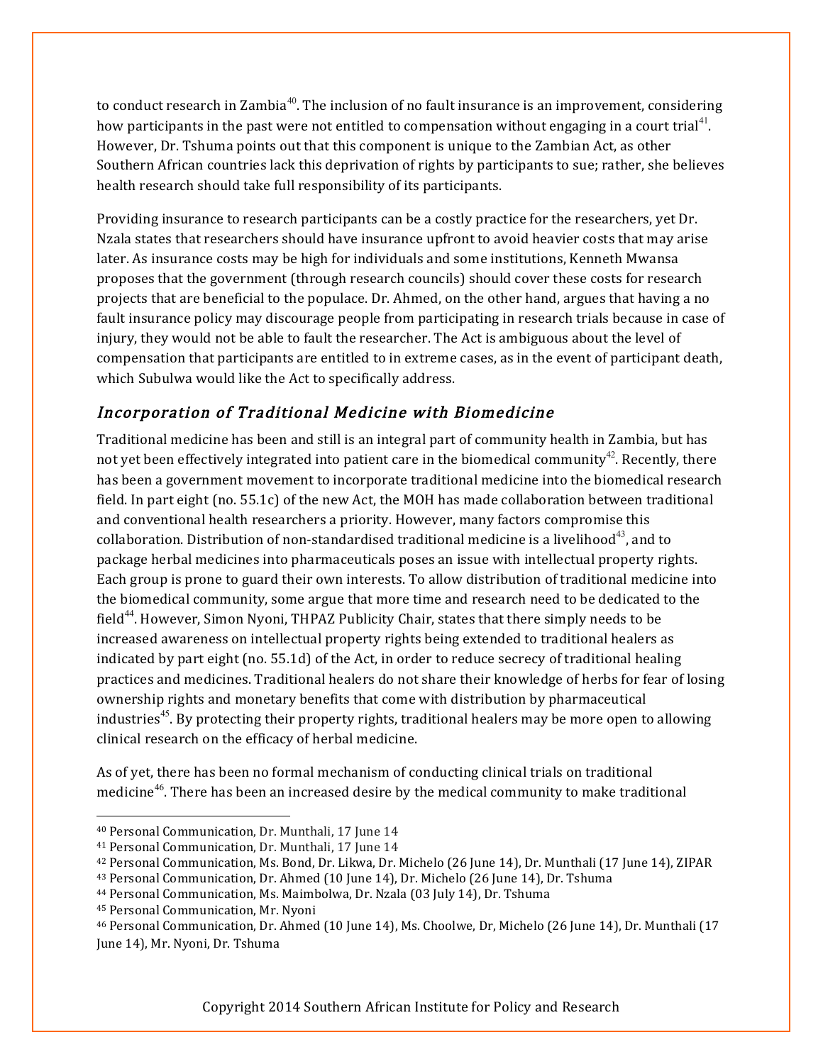to conduct research in Zambia[40]. The inclusion of no fault insurance is an improvement, considering how participants in the past were not entitled to compensation without engaging in a court trial[41]. However, Dr. Tshuma points out that this component is unique to the Zambian Act, as other Southern African countries lack this deprivation of rights by participants to sue; rather, she believes health research should take full responsibility of its participants.

Providing insurance to research participants can be a costly practice for the researchers, yet Dr. Nzala states that researchers should have insurance upfront to avoid heavier costs that may arise later. As insurance costs may be high for individuals and some institutions, Kenneth Mwansa proposes that the government (through research councils) should cover these costs for research projects that are beneficial to the populace. Dr. Ahmed, on the other hand, argues that having a no fault insurance policy may discourage people from participating in research trials because in case of injury, they would not be able to fault the researcher. The Act is ambiguous about the level of compensation that participants are entitled to in extreme cases, as in the event of participant death, which Subulwa would like the Act to specifically address.

### *Incorporation of Traditional Medicine with Biomedicine*

Traditional medicine has been and still is an integral part of community health in Zambia, but has not yet been effectively integrated into patient care in the biomedical community[42]. Recently, there has been a government movement to incorporate traditional medicine into the biomedical research field. In part eight (no. 55.1c) of the new Act, the MOH has made collaboration between traditional and conventional health researchers a priority. However, many factors compromise this collaboration. Distribution of non-standardised traditional medicine is a livelihood[43], and to package herbal medicines into pharmaceuticals poses an issue with intellectual property rights. Each group is prone to guard their own interests. To allow distribution of traditional medicine into the biomedical community, some argue that more time and research need to be dedicated to the field[44]. However, Simon Nyoni, THPAZ Publicity Chair, states that there simply needs to be increased awareness on intellectual property rights being extended to traditional healers as indicated by part eight (no. 55.1d) of the Act, in order to reduce secrecy of traditional healing practices and medicines. Traditional healers do not share their knowledge of herbs for fear of losing ownership rights and monetary benefits that come with distribution by pharmaceutical industries[45]. By protecting their property rights, traditional healers may be more open to allowing clinical research on the efficacy of herbal medicine.

As of yet, there has been no formal mechanism of conducting clinical trials on traditional medicine[46]. There has been an increased desire by the medical community to make traditional

---

[40] Personal Communication, Dr. Munthali, 17 June 14

[41] Personal Communication, Dr. Munthali, 17 June 14

[42] Personal Communication, Ms. Bond, Dr. Likwa, Dr. Michelo (26 June 14), Dr. Munthali (17 June 14), ZIPAR

[43] Personal Communication, Dr. Ahmed (10 June 14), Dr. Michelo (26 June 14), Dr. Tshuma

[44] Personal Communication, Ms. Maimbolwa, Dr. Nzala (03 July 14), Dr. Tshuma

[45] Personal Communication, Mr. Nyoni

[46] Personal Communication, Dr. Ahmed (10 June 14), Ms. Choolwe, Dr, Michelo (26 June 14), Dr. Munthali (17 June 14), Mr. Nyoni, Dr. Tshuma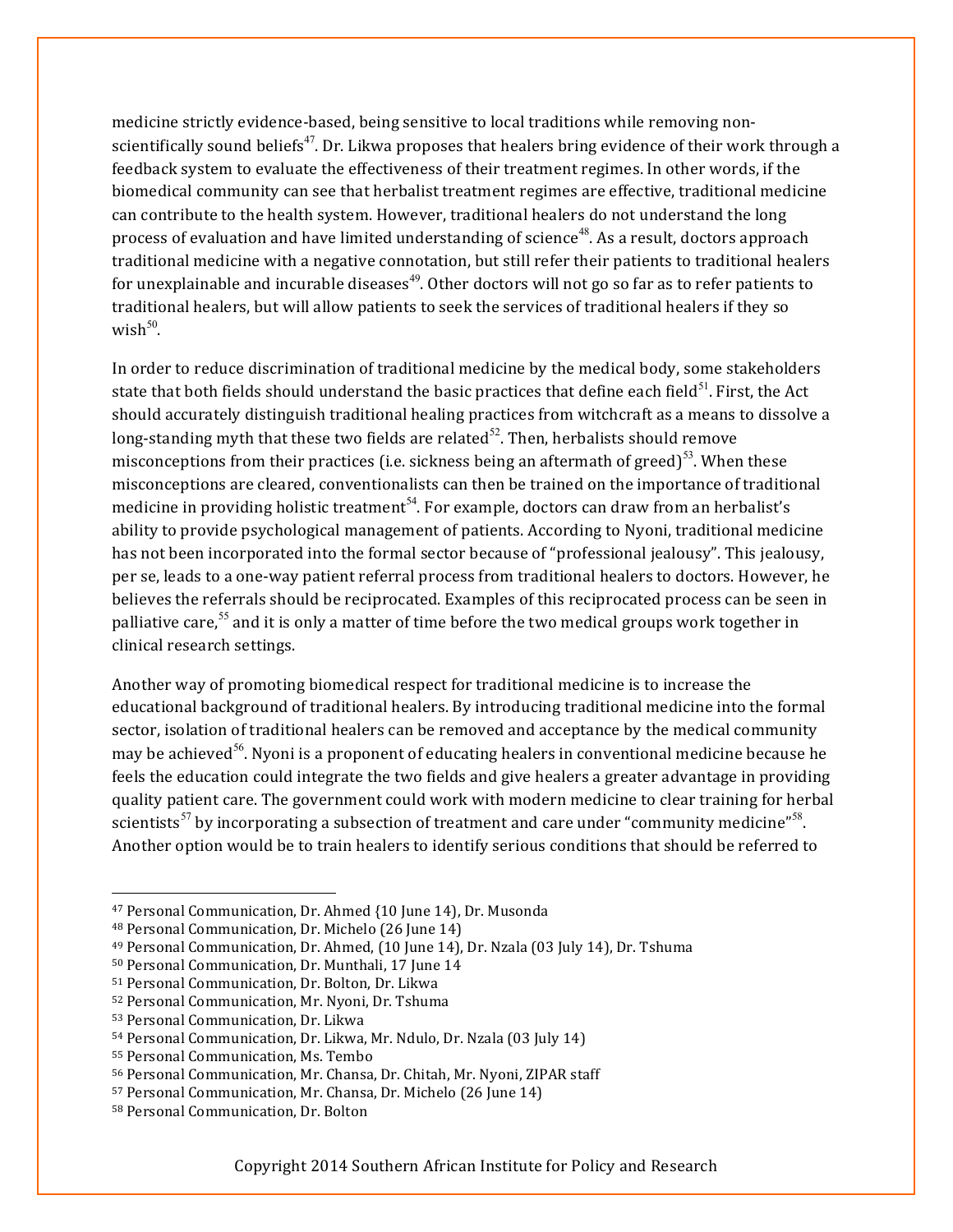medicine strictly evidence-based, being sensitive to local traditions while removing non-scientifically sound beliefs[47]. Dr. Likwa proposes that healers bring evidence of their work through a feedback system to evaluate the effectiveness of their treatment regimes. In other words, if the biomedical community can see that herbalist treatment regimes are effective, traditional medicine can contribute to the health system. However, traditional healers do not understand the long process of evaluation and have limited understanding of science[48]. As a result, doctors approach traditional medicine with a negative connotation, but still refer their patients to traditional healers for unexplainable and incurable diseases[49]. Other doctors will not go so far as to refer patients to traditional healers, but will allow patients to seek the services of traditional healers if they so wish[50].

In order to reduce discrimination of traditional medicine by the medical body, some stakeholders state that both fields should understand the basic practices that define each field[51]. First, the Act should accurately distinguish traditional healing practices from witchcraft as a means to dissolve a long-standing myth that these two fields are related[52]. Then, herbalists should remove misconceptions from their practices (i.e. sickness being an aftermath of greed)[53]. When these misconceptions are cleared, conventionalists can then be trained on the importance of traditional medicine in providing holistic treatment[54]. For example, doctors can draw from an herbalist's ability to provide psychological management of patients. According to Nyoni, traditional medicine has not been incorporated into the formal sector because of "professional jealousy". This jealousy, per se, leads to a one-way patient referral process from traditional healers to doctors. However, he believes the referrals should be reciprocated. Examples of this reciprocated process can be seen in palliative care,[55] and it is only a matter of time before the two medical groups work together in clinical research settings.

Another way of promoting biomedical respect for traditional medicine is to increase the educational background of traditional healers. By introducing traditional medicine into the formal sector, isolation of traditional healers can be removed and acceptance by the medical community may be achieved[56]. Nyoni is a proponent of educating healers in conventional medicine because he feels the education could integrate the two fields and give healers a greater advantage in providing quality patient care. The government could work with modern medicine to clear training for herbal scientists[57] by incorporating a subsection of treatment and care under "community medicine"[58]. Another option would be to train healers to identify serious conditions that should be referred to

---

47 Personal Communication, Dr. Ahmed (10 June 14), Dr. Musonda
48 Personal Communication, Dr. Michelo (26 June 14)
49 Personal Communication, Dr. Ahmed, (10 June 14), Dr. Nzala (03 July 14), Dr. Tshuma
50 Personal Communication, Dr. Munthali, 17 June 14
51 Personal Communication, Dr. Bolton, Dr. Likwa
52 Personal Communication, Mr. Nyoni, Dr. Tshuma
53 Personal Communication, Dr. Likwa
54 Personal Communication, Dr. Likwa, Mr. Ndulo, Dr. Nzala (03 July 14)
55 Personal Communication, Ms. Tembo
56 Personal Communication, Mr. Chansa, Dr. Chitah, Mr. Nyoni, ZIPAR staff
57 Personal Communication, Mr. Chansa, Dr. Michelo (26 June 14)
58 Personal Communication, Dr. Bolton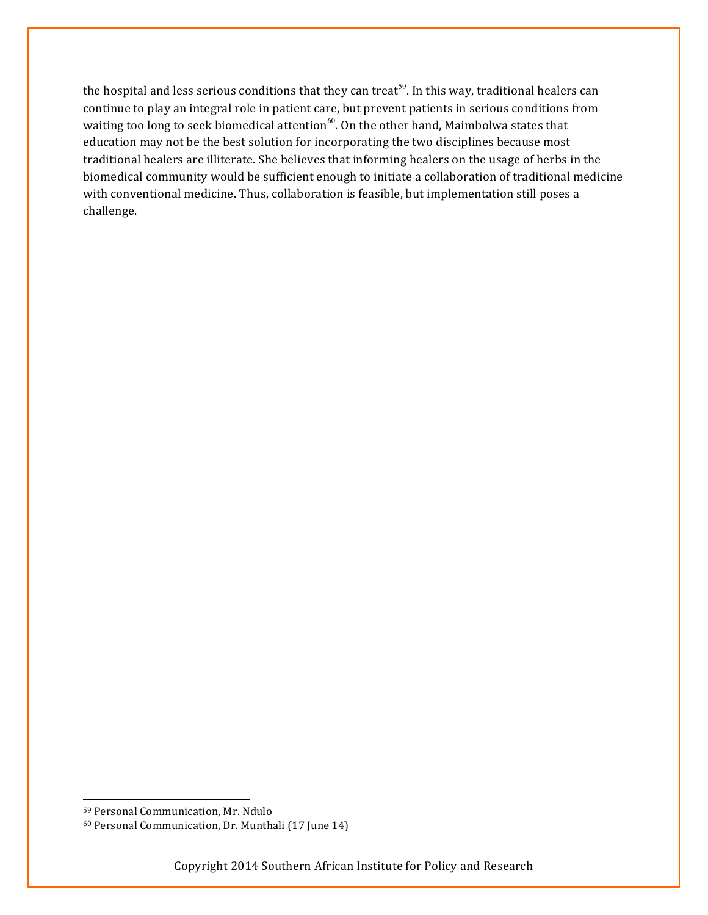the hospital and less serious conditions that they can treat[59]. In this way, traditional healers can continue to play an integral role in patient care, but prevent patients in serious conditions from waiting too long to seek biomedical attention[60]. On the other hand, Maimbolwa states that education may not be the best solution for incorporating the two disciplines because most traditional healers are illiterate. She believes that informing healers on the usage of herbs in the biomedical community would be sufficient enough to initiate a collaboration of traditional medicine with conventional medicine. Thus, collaboration is feasible, but implementation still poses a challenge.

---

[59] Personal Communication, Mr. Ndulo

[60] Personal Communication, Dr. Munthali (17 June 14)

Copyright 2014 Southern African Institute for Policy and Research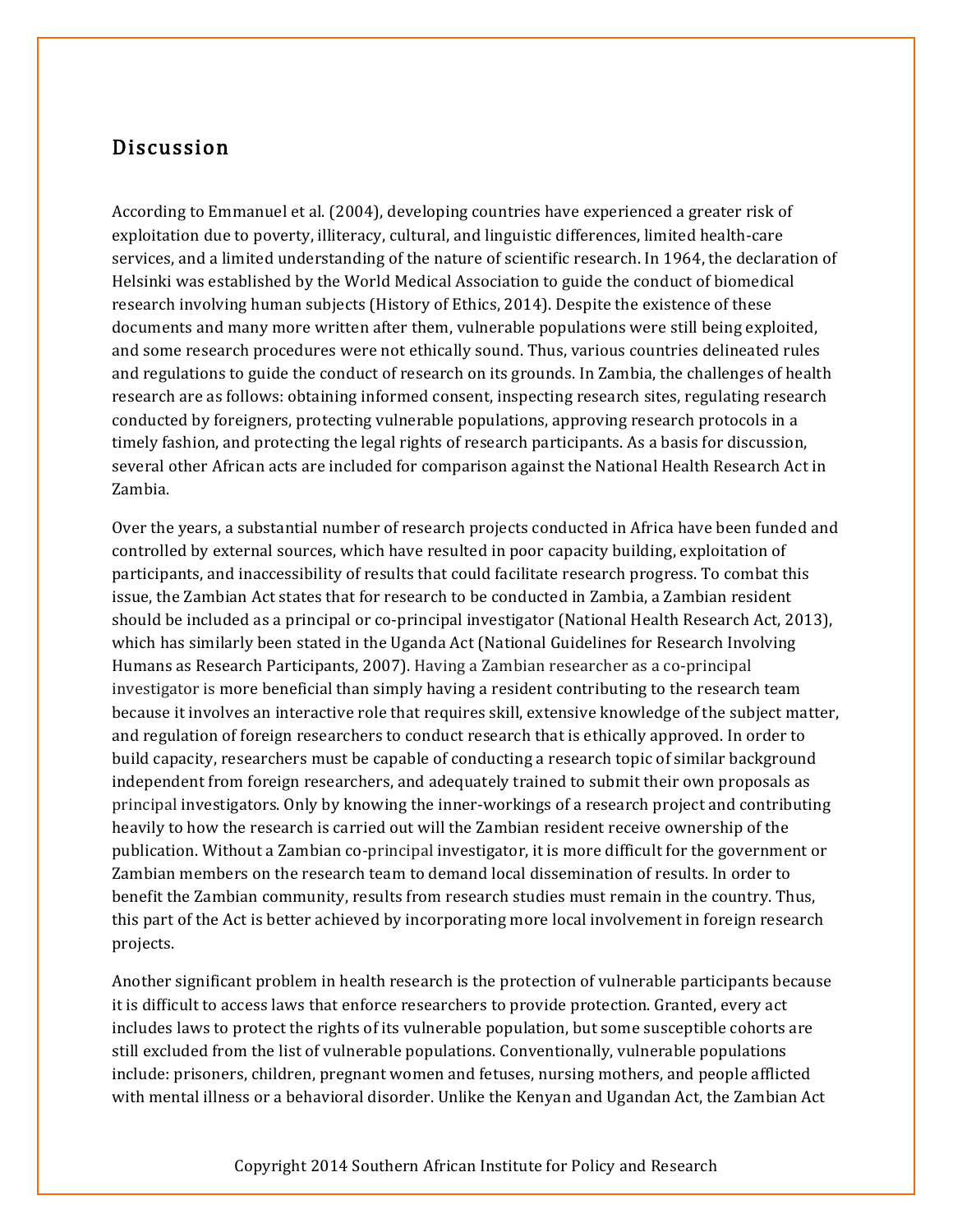## Discussion

According to Emmanuel et al. (2004), developing countries have experienced a greater risk of exploitation due to poverty, illiteracy, cultural, and linguistic differences, limited health-care services, and a limited understanding of the nature of scientific research. In 1964, the declaration of Helsinki was established by the World Medical Association to guide the conduct of biomedical research involving human subjects (History of Ethics, 2014). Despite the existence of these documents and many more written after them, vulnerable populations were still being exploited, and some research procedures were not ethically sound. Thus, various countries delineated rules and regulations to guide the conduct of research on its grounds. In Zambia, the challenges of health research are as follows: obtaining informed consent, inspecting research sites, regulating research conducted by foreigners, protecting vulnerable populations, approving research protocols in a timely fashion, and protecting the legal rights of research participants. As a basis for discussion, several other African acts are included for comparison against the National Health Research Act in Zambia.

Over the years, a substantial number of research projects conducted in Africa have been funded and controlled by external sources, which have resulted in poor capacity building, exploitation of participants, and inaccessibility of results that could facilitate research progress. To combat this issue, the Zambian Act states that for research to be conducted in Zambia, a Zambian resident should be included as a principal or co-principal investigator (National Health Research Act, 2013), which has similarly been stated in the Uganda Act (National Guidelines for Research Involving Humans as Research Participants, 2007). Having a Zambian researcher as a co-principal investigator is more beneficial than simply having a resident contributing to the research team because it involves an interactive role that requires skill, extensive knowledge of the subject matter, and regulation of foreign researchers to conduct research that is ethically approved. In order to build capacity, researchers must be capable of conducting a research topic of similar background independent from foreign researchers, and adequately trained to submit their own proposals as principal investigators. Only by knowing the inner-workings of a research project and contributing heavily to how the research is carried out will the Zambian resident receive ownership of the publication. Without a Zambian co-principal investigator, it is more difficult for the government or Zambian members on the research team to demand local dissemination of results. In order to benefit the Zambian community, results from research studies must remain in the country. Thus, this part of the Act is better achieved by incorporating more local involvement in foreign research projects.

Another significant problem in health research is the protection of vulnerable participants because it is difficult to access laws that enforce researchers to provide protection. Granted, every act includes laws to protect the rights of its vulnerable population, but some susceptible cohorts are still excluded from the list of vulnerable populations. Conventionally, vulnerable populations include: prisoners, children, pregnant women and fetuses, nursing mothers, and people afflicted with mental illness or a behavioral disorder. Unlike the Kenyan and Ugandan Act, the Zambian Act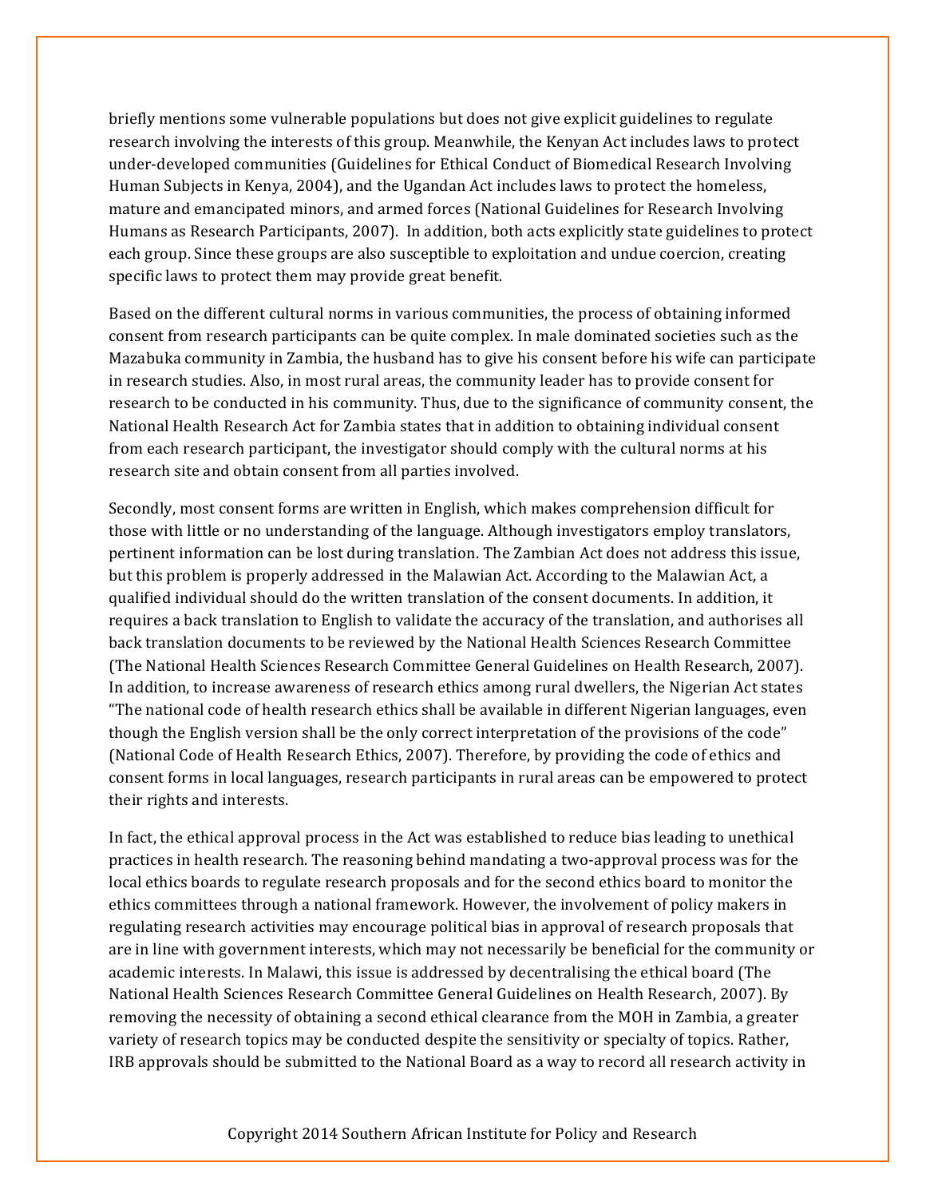briefly mentions some vulnerable populations but does not give explicit guidelines to regulate research involving the interests of this group. Meanwhile, the Kenyan Act includes laws to protect under-developed communities (Guidelines for Ethical Conduct of Biomedical Research Involving Human Subjects in Kenya, 2004), and the Ugandan Act includes laws to protect the homeless, mature and emancipated minors, and armed forces (National Guidelines for Research Involving Humans as Research Participants, 2007). In addition, both acts explicitly state guidelines to protect each group. Since these groups are also susceptible to exploitation and undue coercion, creating specific laws to protect them may provide great benefit.

Based on the different cultural norms in various communities, the process of obtaining informed consent from research participants can be quite complex. In male dominated societies such as the Mazabuka community in Zambia, the husband has to give his consent before his wife can participate in research studies. Also, in most rural areas, the community leader has to provide consent for research to be conducted in his community. Thus, due to the significance of community consent, the National Health Research Act for Zambia states that in addition to obtaining individual consent from each research participant, the investigator should comply with the cultural norms at his research site and obtain consent from all parties involved.

Secondly, most consent forms are written in English, which makes comprehension difficult for those with little or no understanding of the language. Although investigators employ translators, pertinent information can be lost during translation. The Zambian Act does not address this issue, but this problem is properly addressed in the Malawian Act. According to the Malawian Act, a qualified individual should do the written translation of the consent documents. In addition, it requires a back translation to English to validate the accuracy of the translation, and authorises all back translation documents to be reviewed by the National Health Sciences Research Committee (The National Health Sciences Research Committee General Guidelines on Health Research, 2007). In addition, to increase awareness of research ethics among rural dwellers, the Nigerian Act states "The national code of health research ethics shall be available in different Nigerian languages, even though the English version shall be the only correct interpretation of the provisions of the code" (National Code of Health Research Ethics, 2007). Therefore, by providing the code of ethics and consent forms in local languages, research participants in rural areas can be empowered to protect their rights and interests.

In fact, the ethical approval process in the Act was established to reduce bias leading to unethical practices in health research. The reasoning behind mandating a two-approval process was for the local ethics boards to regulate research proposals and for the second ethics board to monitor the ethics committees through a national framework. However, the involvement of policy makers in regulating research activities may encourage political bias in approval of research proposals that are in line with government interests, which may not necessarily be beneficial for the community or academic interests. In Malawi, this issue is addressed by decentralising the ethical board (The National Health Sciences Research Committee General Guidelines on Health Research, 2007). By removing the necessity of obtaining a second ethical clearance from the MOH in Zambia, a greater variety of research topics may be conducted despite the sensitivity or specialty of topics. Rather, IRB approvals should be submitted to the National Board as a way to record all research activity in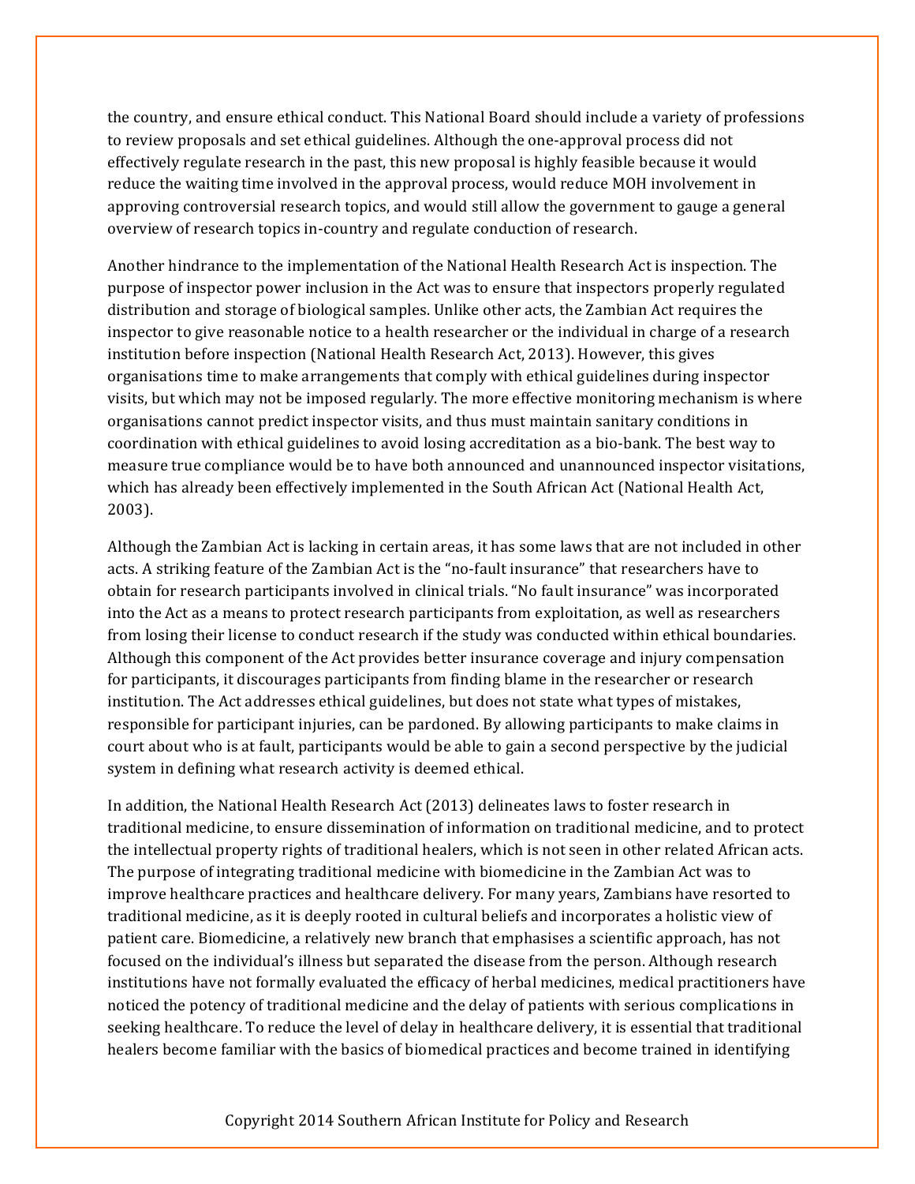the country, and ensure ethical conduct. This National Board should include a variety of professions to review proposals and set ethical guidelines. Although the one-approval process did not effectively regulate research in the past, this new proposal is highly feasible because it would reduce the waiting time involved in the approval process, would reduce MOH involvement in approving controversial research topics, and would still allow the government to gauge a general overview of research topics in-country and regulate conduction of research.

Another hindrance to the implementation of the National Health Research Act is inspection. The purpose of inspector power inclusion in the Act was to ensure that inspectors properly regulated distribution and storage of biological samples. Unlike other acts, the Zambian Act requires the inspector to give reasonable notice to a health researcher or the individual in charge of a research institution before inspection (National Health Research Act, 2013). However, this gives organisations time to make arrangements that comply with ethical guidelines during inspector visits, but which may not be imposed regularly. The more effective monitoring mechanism is where organisations cannot predict inspector visits, and thus must maintain sanitary conditions in coordination with ethical guidelines to avoid losing accreditation as a bio-bank. The best way to measure true compliance would be to have both announced and unannounced inspector visitations, which has already been effectively implemented in the South African Act (National Health Act, 2003).

Although the Zambian Act is lacking in certain areas, it has some laws that are not included in other acts. A striking feature of the Zambian Act is the "no-fault insurance" that researchers have to obtain for research participants involved in clinical trials. "No fault insurance" was incorporated into the Act as a means to protect research participants from exploitation, as well as researchers from losing their license to conduct research if the study was conducted within ethical boundaries. Although this component of the Act provides better insurance coverage and injury compensation for participants, it discourages participants from finding blame in the researcher or research institution. The Act addresses ethical guidelines, but does not state what types of mistakes, responsible for participant injuries, can be pardoned. By allowing participants to make claims in court about who is at fault, participants would be able to gain a second perspective by the judicial system in defining what research activity is deemed ethical.

In addition, the National Health Research Act (2013) delineates laws to foster research in traditional medicine, to ensure dissemination of information on traditional medicine, and to protect the intellectual property rights of traditional healers, which is not seen in other related African acts. The purpose of integrating traditional medicine with biomedicine in the Zambian Act was to improve healthcare practices and healthcare delivery. For many years, Zambians have resorted to traditional medicine, as it is deeply rooted in cultural beliefs and incorporates a holistic view of patient care. Biomedicine, a relatively new branch that emphasises a scientific approach, has not focused on the individual's illness but separated the disease from the person. Although research institutions have not formally evaluated the efficacy of herbal medicines, medical practitioners have noticed the potency of traditional medicine and the delay of patients with serious complications in seeking healthcare. To reduce the level of delay in healthcare delivery, it is essential that traditional healers become familiar with the basics of biomedical practices and become trained in identifying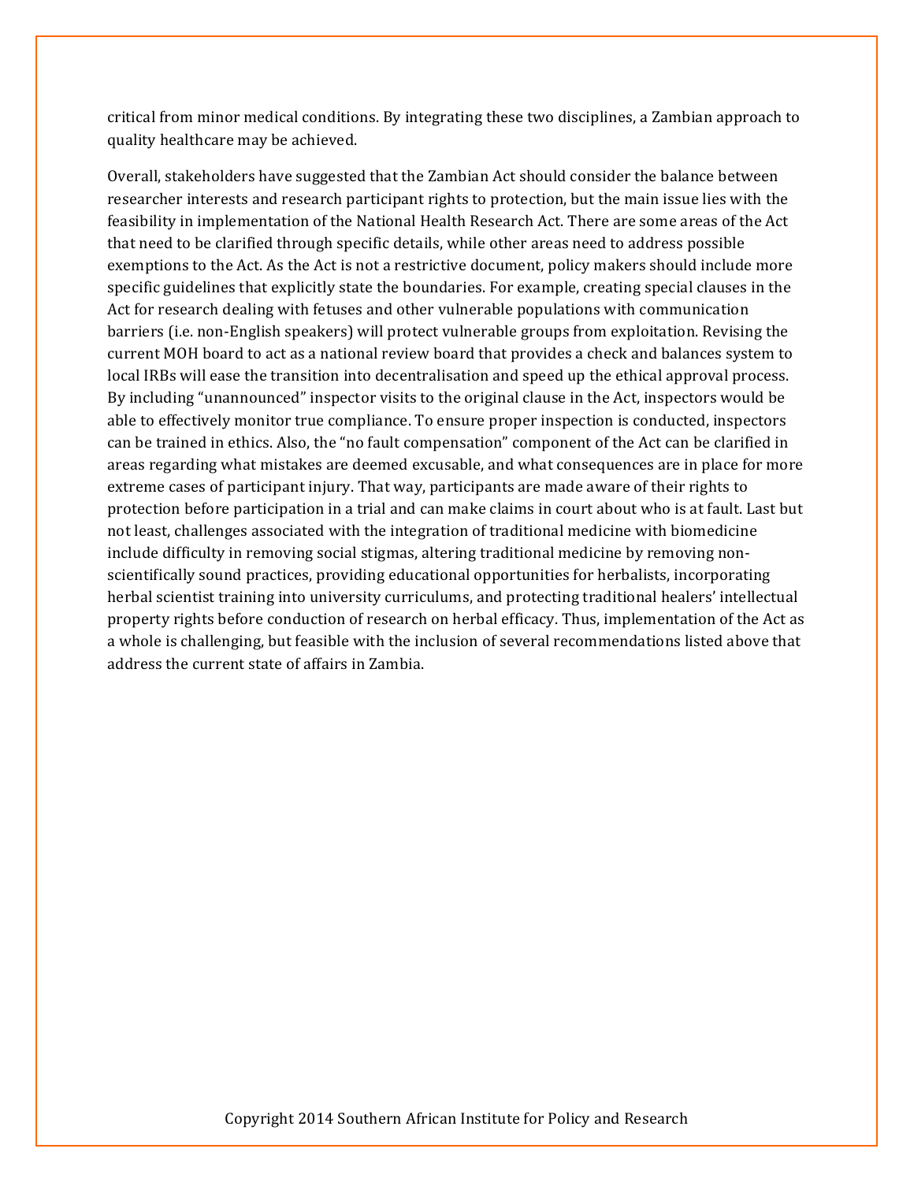critical from minor medical conditions. By integrating these two disciplines, a Zambian approach to quality healthcare may be achieved.

Overall, stakeholders have suggested that the Zambian Act should consider the balance between researcher interests and research participant rights to protection, but the main issue lies with the feasibility in implementation of the National Health Research Act. There are some areas of the Act that need to be clarified through specific details, while other areas need to address possible exemptions to the Act. As the Act is not a restrictive document, policy makers should include more specific guidelines that explicitly state the boundaries. For example, creating special clauses in the Act for research dealing with fetuses and other vulnerable populations with communication barriers (i.e. non-English speakers) will protect vulnerable groups from exploitation. Revising the current MOH board to act as a national review board that provides a check and balances system to local IRBs will ease the transition into decentralisation and speed up the ethical approval process. By including "unannounced" inspector visits to the original clause in the Act, inspectors would be able to effectively monitor true compliance. To ensure proper inspection is conducted, inspectors can be trained in ethics. Also, the "no fault compensation" component of the Act can be clarified in areas regarding what mistakes are deemed excusable, and what consequences are in place for more extreme cases of participant injury. That way, participants are made aware of their rights to protection before participation in a trial and can make claims in court about who is at fault. Last but not least, challenges associated with the integration of traditional medicine with biomedicine include difficulty in removing social stigmas, altering traditional medicine by removing non-scientifically sound practices, providing educational opportunities for herbalists, incorporating herbal scientist training into university curriculums, and protecting traditional healers' intellectual property rights before conduction of research on herbal efficacy. Thus, implementation of the Act as a whole is challenging, but feasible with the inclusion of several recommendations listed above that address the current state of affairs in Zambia.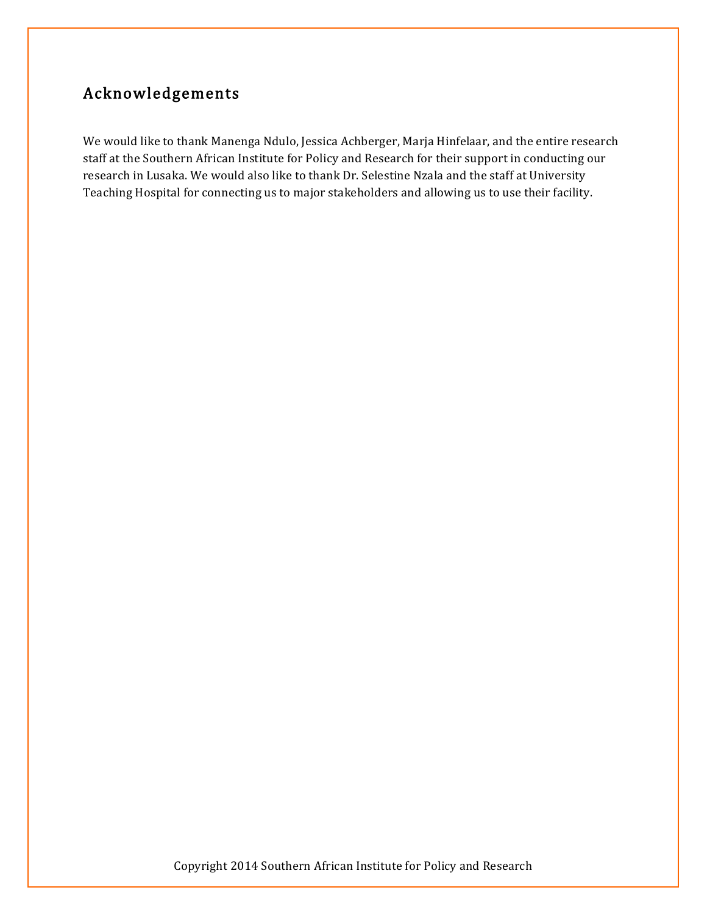## Acknowledgements

We would like to thank Manenga Ndulo, Jessica Achberger, Marja Hinfelaar, and the entire research staff at the Southern African Institute for Policy and Research for their support in conducting our research in Lusaka. We would also like to thank Dr. Selestine Nzala and the staff at University Teaching Hospital for connecting us to major stakeholders and allowing us to use their facility.

Copyright 2014 Southern African Institute for Policy and Research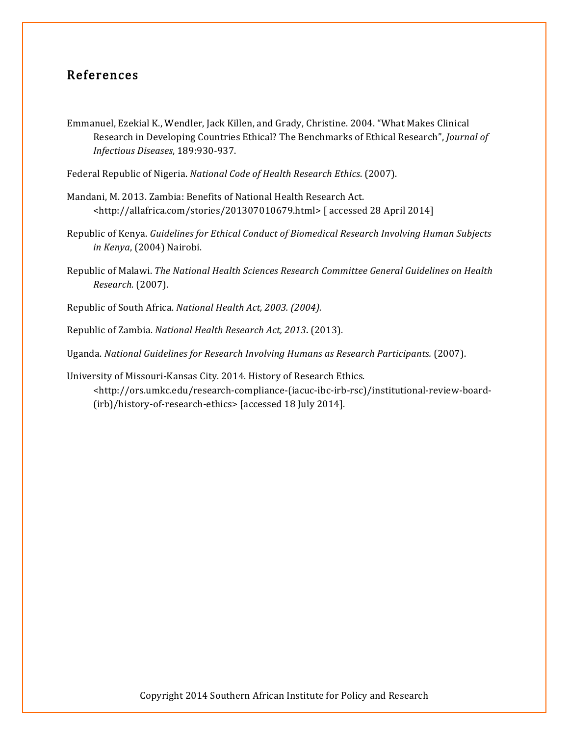## References

Emmanuel, Ezekial K., Wendler, Jack Killen, and Grady, Christine. 2004. "What Makes Clinical Research in Developing Countries Ethical? The Benchmarks of Ethical Research", *Journal of Infectious Diseases*, 189:930-937.

Federal Republic of Nigeria. *National Code of Health Research Ethics*. (2007).

Mandani, M. 2013. Zambia: Benefits of National Health Research Act. <http://allafrica.com/stories/201307010679.html> [ accessed 28 April 2014]

Republic of Kenya. *Guidelines for Ethical Conduct of Biomedical Research Involving Human Subjects in Kenya*, (2004) Nairobi.

Republic of Malawi. *The National Health Sciences Research Committee General Guidelines on Health Research.* (2007).

Republic of South Africa. *National Health Act, 2003. (2004).*

Republic of Zambia. *National Health Research Act, 2013***.** (2013).

Uganda. *National Guidelines for Research Involving Humans as Research Participants.* (2007).

University of Missouri-Kansas City. 2014. History of Research Ethics. <http://ors.umkc.edu/research-compliance-(iacuc-ibc-irb-rsc)/institutional-review-board-(irb)/history-of-research-ethics> [accessed 18 July 2014].

Copyright 2014 Southern African Institute for Policy and Research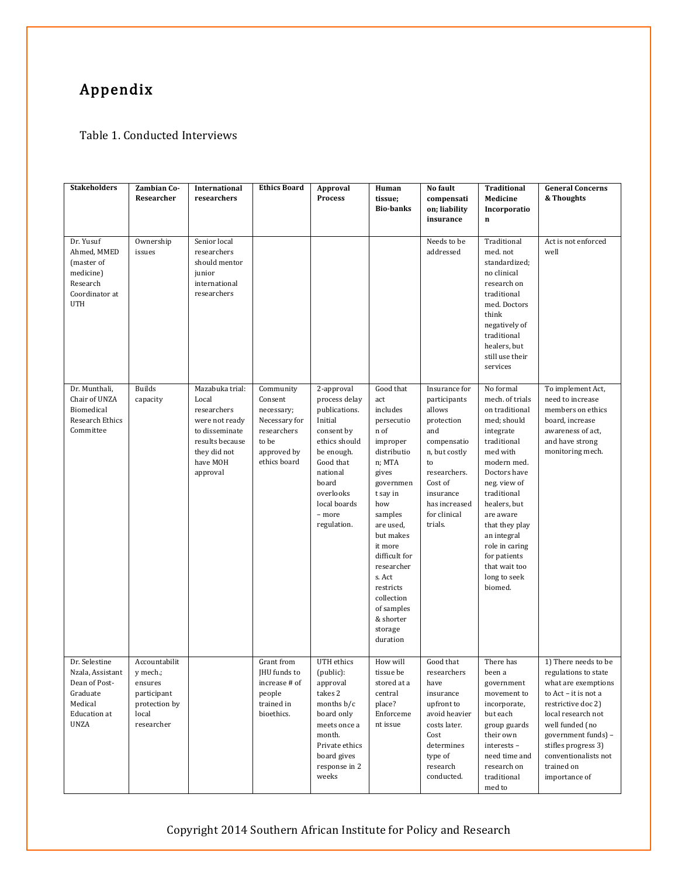# Appendix

Table 1. Conducted Interviews

| Stakeholders | Zambian Co-Researcher | International researchers | Ethics Board | Approval Process | Human tissue; Bio-banks | No fault compensation; liability insurance | Traditional Medicine Incorporation | General Concerns & Thoughts |
|---|---|---|---|---|---|---|---|---|
| Dr. Yusuf Ahmed, MMED (master of medicine) Research Coordinator at UTH | Ownership issues | Senior local researchers should mentor junior international researchers | | | | Needs to be addressed | Traditional med. not standardized; no clinical research on traditional med. Doctors think negatively of traditional healers, but still use their services | Act is not enforced well |
| Dr. Munthali, Chair of UNZA Biomedical Research Ethics Committee | Builds capacity | Mazabuka trial: Local researchers were not ready to disseminate results because they did not have MOH approval | Community Consent necessary; Necessary for researchers to be approved by ethics board | 2-approval process delay publications. Initial consent by ethics should be enough. Good that national board overlooks local boards – more regulation. | Good that act includes persecution of improper distribution; MTA gives government say in how samples are used, but makes it more difficult for researchers. Act restricts collection of samples & shorter storage duration | Insurance for participants allows protection and compensation, but costly to researchers. Cost of insurance has increased for clinical trials. | No formal mech. of trials on traditional med; should integrate traditional med with modern med. Doctors have neg. view of traditional healers, but are aware that they play an integral role in caring for patients that wait too long to seek biomed. | To implement Act, need to increase members on ethics board, increase awareness of act, and have strong monitoring mech. |
| Dr. Selestine Nzala, Assistant Dean of Post-Graduate Medical Education at UNZA | Accountability mech.; ensures participant protection by local researcher | | Grant from JHU funds to increase # of people trained in bioethics. | UTH ethics (public): approval takes 2 months b/c board only meets once a month. Private ethics board gives response in 2 weeks | How will tissue be stored at a central place? Enforcement issue | Good that researchers have insurance upfront to avoid heavier costs later. Cost determines type of research conducted. | There has been a government movement to incorporate, but each group guards their own interests – need time and research on traditional med to | 1) There needs to be regulations to state what are exemptions to Act – it is not a restrictive doc 2) local research not well funded (no government funds) – stifles progress 3) conventionalists not trained on importance of |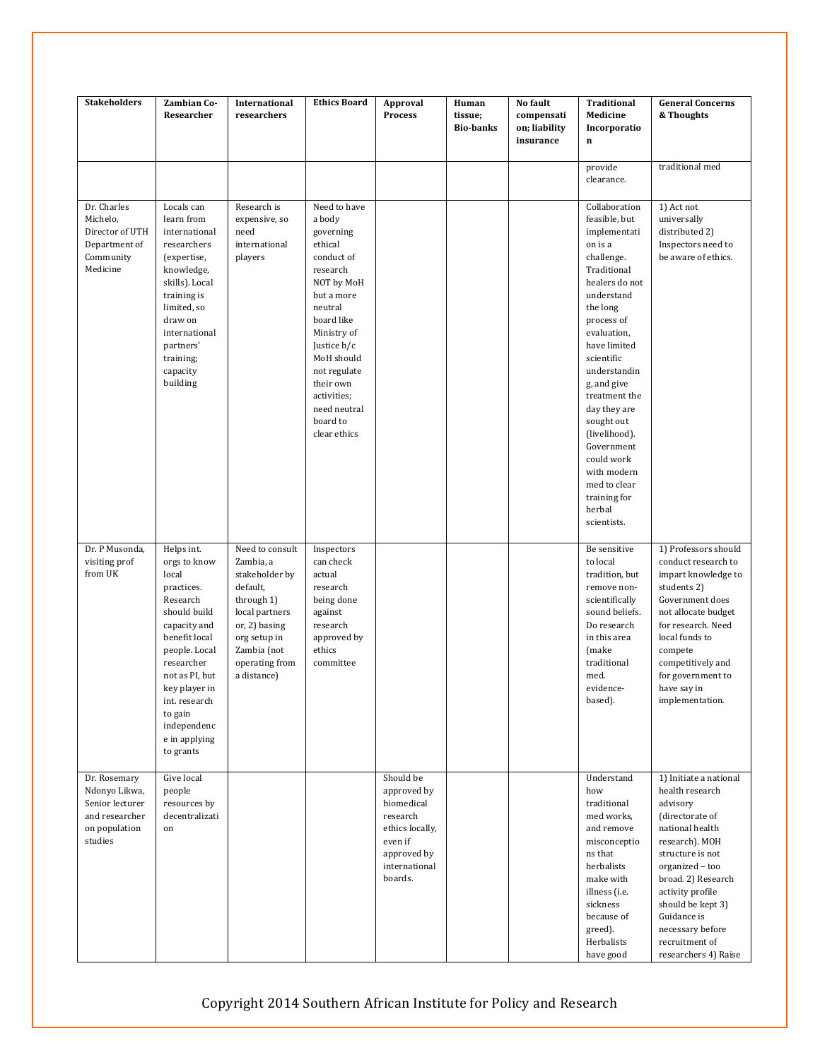| Stakeholders | Zambian Co-Researcher | International researchers | Ethics Board | Approval Process | Human tissue; Bio-banks | No fault compensation; liability insurance | Traditional Medicine Incorporation | General Concerns & Thoughts |
|---|---|---|---|---|---|---|---|---|
| | | | | | | | provide clearance. | traditional med |
| Dr. Charles Michelo, Director of UTH Department of Community Medicine | Locals can learn from international researchers (expertise, knowledge, skills). Local training is limited, so draw on international partners' training; capacity building | Research is expensive, so need international players | Need to have a body governing ethical conduct of research NOT by MoH but a more neutral board like Ministry of Justice b/c MoH should not regulate their own activities; need neutral board to clear ethics | | | | Collaboration feasible, but implementation is a challenge. Traditional healers do not understand the long process of evaluation, have limited scientific understanding, and give treatment the day they are sought out (livelihood). Government could work with modern med to clear training for herbal scientists. | 1) Act not universally distributed 2) Inspectors need to be aware of ethics. |
| Dr. P Musonda, visiting prof from UK | Helps int. orgs to know local practices. Research should build capacity and benefit local people. Local researcher not as PI, but key player in int. research to gain independence in applying to grants | Need to consult Zambia, a stakeholder by default, through 1) local partners or, 2) basing org setup in Zambia (not operating from a distance) | Inspectors can check actual research being done against research approved by ethics committee | | | | Be sensitive to local tradition, but remove non-scientifically sound beliefs. Do research in this area (make traditional med. evidence-based). | 1) Professors should conduct research to impart knowledge to students 2) Government does not allocate budget for research. Need local funds to compete competitively and for government to have say in implementation. |
| Dr. Rosemary Ndonyo Likwa, Senior lecturer and researcher on population studies | Give local people resources by decentralization | | | Should be approved by biomedical research ethics locally, even if approved by international boards. | | | Understand how traditional med works, and remove misconceptions that herbalists make with illness (i.e. sickness because of greed). Herbalists have good | 1) Initiate a national health research advisory (directorate of national health research). MOH structure is not organized – too broad. 2) Research activity profile should be kept 3) Guidance is necessary before recruitment of researchers 4) Raise |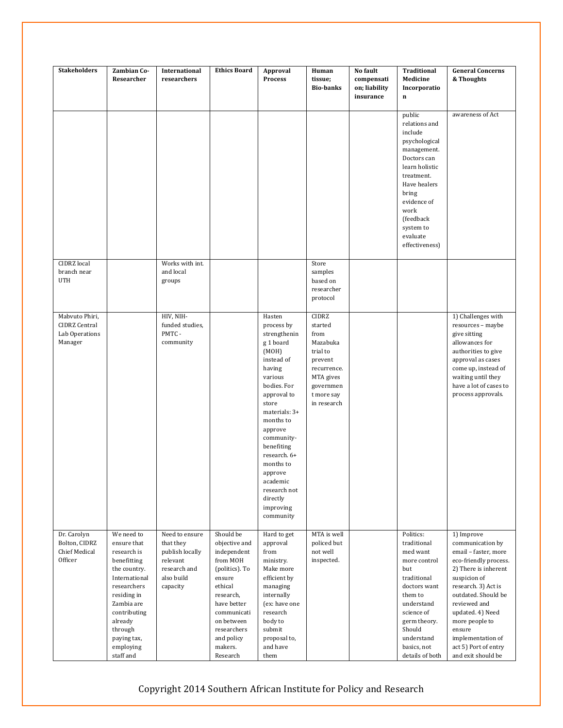| Stakeholders | Zambian Co-Researcher | International researchers | Ethics Board | Approval Process | Human tissue; Bio-banks | No fault compensation; liability insurance | Traditional Medicine Incorporation | General Concerns & Thoughts |
|---|---|---|---|---|---|---|---|---|
| | | | | | | | public relations and include psychological management. Doctors can learn holistic treatment. Have healers bring evidence of work (feedback system to evaluate effectiveness) | awareness of Act |
| CIDRZ local branch near UTH | | Works with int. and local groups | | | Store samples based on researcher protocol | | | |
| Mabvuto Phiri, CIDRZ Central Lab Operations Manager | | HIV, NIH-funded studies, PMTC - community | | Hasten process by strengthening 1 board (MOH) instead of having various bodies. For approval to store materials: 3+ months to approve community-benefiting research. 6+ months to approve academic research not directly improving community | CIDRZ started from Mazabuka trial to prevent recurrence. MTA gives government more say in research | | | 1) Challenges with resources – maybe give sitting allowances for authorities to give approval as cases come up, instead of waiting until they have a lot of cases to process approvals. |
| Dr. Carolyn Bolton, CIDRZ Chief Medical Officer | We need to ensure that research is benefitting the country. International researchers residing in Zambia are contributing already through paying tax, employing staff and | Need to ensure that they publish locally relevant research and also build capacity | Should be objective and independent from MOH (politics). To ensure ethical research, have better communication between researchers and policy makers. Research | Hard to get approval from ministry. Make more efficient by managing internally (ex: have one research body to submit proposal to, and have them | MTA is well policed but not well inspected. | | Politics: traditional med want more control but traditional doctors want them to understand science of germ theory. Should understand basics, not details of both | 1) Improve communication by email – faster, more eco-friendly process. 2) There is inherent suspicion of research. 3) Act is outdated. Should be reviewed and updated. 4) Need more people to ensure implementation of act 5) Port of entry and exit should be |

Copyright 2014 Southern African Institute for Policy and Research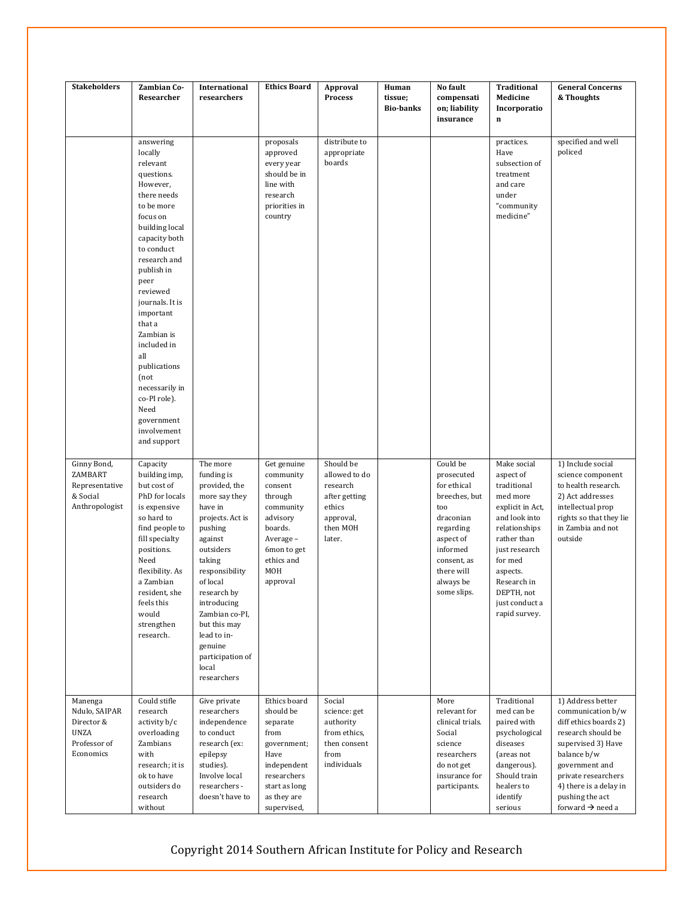| Stakeholders | Zambian Co-Researcher | International researchers | Ethics Board | Approval Process | Human tissue; Bio-banks | No fault compensation; liability insurance | Traditional Medicine Incorporation | General Concerns & Thoughts |
|---|---|---|---|---|---|---|---|---|
| | answering locally relevant questions. However, there needs to be more focus on building local capacity both to conduct research and publish in peer reviewed journals. It is important that a Zambian is included in all publications (not necessarily in co-PI role). Need government involvement and support | | proposals approved every year should be in line with research priorities in country | distribute to appropriate boards | | | practices. Have subsection of treatment and care under "community medicine" | specified and well policed |
| Ginny Bond, ZAMBART Representative & Social Anthropologist | Capacity building imp, but cost of PhD for locals is expensive so hard to find people to fill specialty positions. Need flexibility. As a Zambian resident, she feels this would strengthen research. | The more funding is provided, the more say they have in projects. Act is pushing against outsiders taking responsibility of local research by introducing Zambian co-PI, but this may lead to in-genuine participation of local researchers | Get genuine community consent through community advisory boards. Average – 6mon to get ethics and MOH approval | Should be allowed to do research after getting ethics approval, then MOH later. | | Could be prosecuted for ethical breeches, but too draconian regarding aspect of informed consent, as there will always be some slips. | Make social aspect of traditional med more explicit in Act, and look into relationships rather than just research for med aspects. Research in DEPTH, not just conduct a rapid survey. | 1) Include social science component to health research. 2) Act addresses intellectual prop rights so that they lie in Zambia and not outside |
| Manenga Ndulo, SAIPAR Director & UNZA Professor of Economics | Could stifle research activity b/c overloading Zambians with research; it is ok to have outsiders do research without | Give private researchers independence to conduct research (ex: epilepsy studies). Involve local researchers - doesn't have to | Ethics board should be separate from government; Have independent researchers start as long as they are supervised, | Social science: get authority from ethics, then consent from individuals | | More relevant for clinical trials. Social science researchers do not get insurance for participants. | Traditional med can be paired with psychological diseases (areas not dangerous). Should train healers to identify serious | 1) Address better communication b/w diff ethics boards 2) research should be supervised 3) Have balance b/w government and private researchers 4) there is a delay in pushing the act forward → need a |

Copyright 2014 Southern African Institute for Policy and Research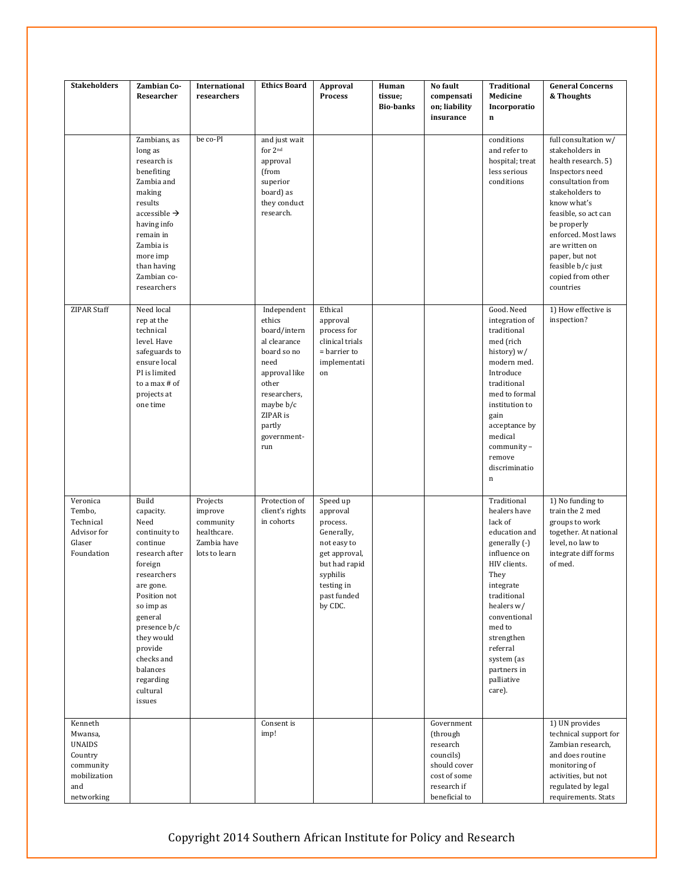| Stakeholders | Zambian Co-Researcher | International researchers | Ethics Board | Approval Process | Human tissue; Bio-banks | No fault compensation; liability insurance | Traditional Medicine Incorporation | General Concerns & Thoughts |
|---|---|---|---|---|---|---|---|---|
| | Zambians, as long as research is benefiting Zambia and making results accessible → having info remain in Zambia is more imp than having Zambian co-researchers | be co-PI | and just wait for 2nd approval (from superior board) as they conduct research. | | | | conditions and refer to hospital; treat less serious conditions | full consultation w/ stakeholders in health research. 5) Inspectors need consultation from stakeholders to know what's feasible, so act can be properly enforced. Most laws are written on paper, but not feasible b/c just copied from other countries |
| ZIPAR Staff | Need local rep at the technical level. Have safeguards to ensure local PI is limited to a max # of projects at one time | | Independent ethics board/internal clearance board so no need approval like other researchers, maybe b/c ZIPAR is partly government-run | Ethical approval process for clinical trials = barrier to implementation | | | Good. Need integration of traditional med (rich history) w/ modern med. Introduce traditional med to formal institution to gain acceptance by medical community – remove discrimination | 1) How effective is inspection? |
| Veronica Tembo, Technical Advisor for Glaser Foundation | Build capacity. Need continuity to continue research after foreign researchers are gone. Position not so imp as general presence b/c they would provide checks and balances regarding cultural issues | Projects improve community healthcare. Zambia have lots to learn | Protection of client's rights in cohorts | Speed up approval process. Generally, not easy to get approval, but had rapid syphilis testing in past funded by CDC. | | | Traditional healers have lack of education and generally (-) influence on HIV clients. They integrate traditional healers w/ conventional med to strengthen referral system (as partners in palliative care). | 1) No funding to train the 2 med groups to work together. At national level, no law to integrate diff forms of med. |
| Kenneth Mwansa, UNAIDS Country community mobilization and networking | | | Consent is imp! | | | Government (through research councils) should cover cost of some research if beneficial to | | 1) UN provides technical support for Zambian research, and does routine monitoring of activities, but not regulated by legal requirements. Stats |

Copyright 2014 Southern African Institute for Policy and Research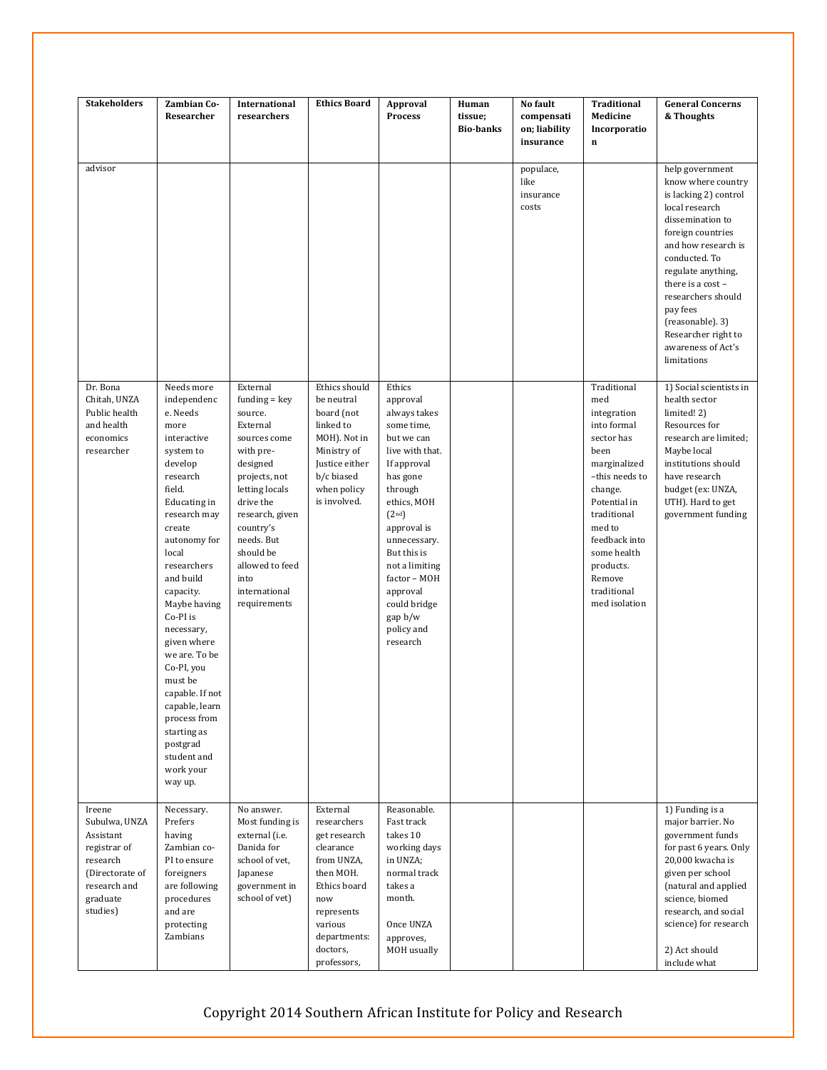| Stakeholders | Zambian Co-Researcher | International researchers | Ethics Board | Approval Process | Human tissue; Bio-banks | No fault compensation; liability insurance | Traditional Medicine Incorporation | General Concerns & Thoughts |
|---|---|---|---|---|---|---|---|---|
| advisor | | | | | | populace, like insurance costs | | help government know where country is lacking 2) control local research dissemination to foreign countries and how research is conducted. To regulate anything, there is a cost – researchers should pay fees (reasonable). 3) Researcher right to awareness of Act's limitations |
| Dr. Bona Chitah, UNZA Public health and health economics researcher | Needs more independence. Needs more interactive system to develop research field. Educating in research may create autonomy for local researchers and build capacity. Maybe having Co-PI is necessary, given where we are. To be Co-PI, you must be capable. If not capable, learn process from starting as postgrad student and work your way up. | External funding = key source. External sources come with pre-designed projects, not letting locals drive the research, given country's needs. But should be allowed to feed into international requirements | Ethics should be neutral board (not linked to MOH). Not in Ministry of Justice either b/c biased when policy is involved. | Ethics approval always takes some time, but we can live with that. If approval has gone through ethics, MOH (2nd) approval is unnecessary. But this is not a limiting factor – MOH approval could bridge gap b/w policy and research | | | Traditional med integration into formal sector has been marginalized –this needs to change. Potential in traditional med to feedback into some health products. Remove traditional med isolation | 1) Social scientists in health sector limited! 2) Resources for research are limited; Maybe local institutions should have research budget (ex: UNZA, UTH). Hard to get government funding |
| Ireene Subulwa, UNZA Assistant registrar of research (Directorate of research and graduate studies) | Necessary. Prefers having Zambian co-PI to ensure foreigners are following procedures and are protecting Zambians | No answer. Most funding is external (i.e. Danida for school of vet, Japanese government in school of vet) | External researchers get research clearance from UNZA, then MOH. Ethics board now represents various departments: doctors, professors, | Reasonable. Fast track takes 10 working days in UNZA; normal track takes a month.<br><br>Once UNZA approves, MOH usually | | | | 1) Funding is a major barrier. No government funds for past 6 years. Only 20,000 kwacha is given per school (natural and applied science, biomed research, and social science) for research<br><br>2) Act should include what |

Copyright 2014 Southern African Institute for Policy and Research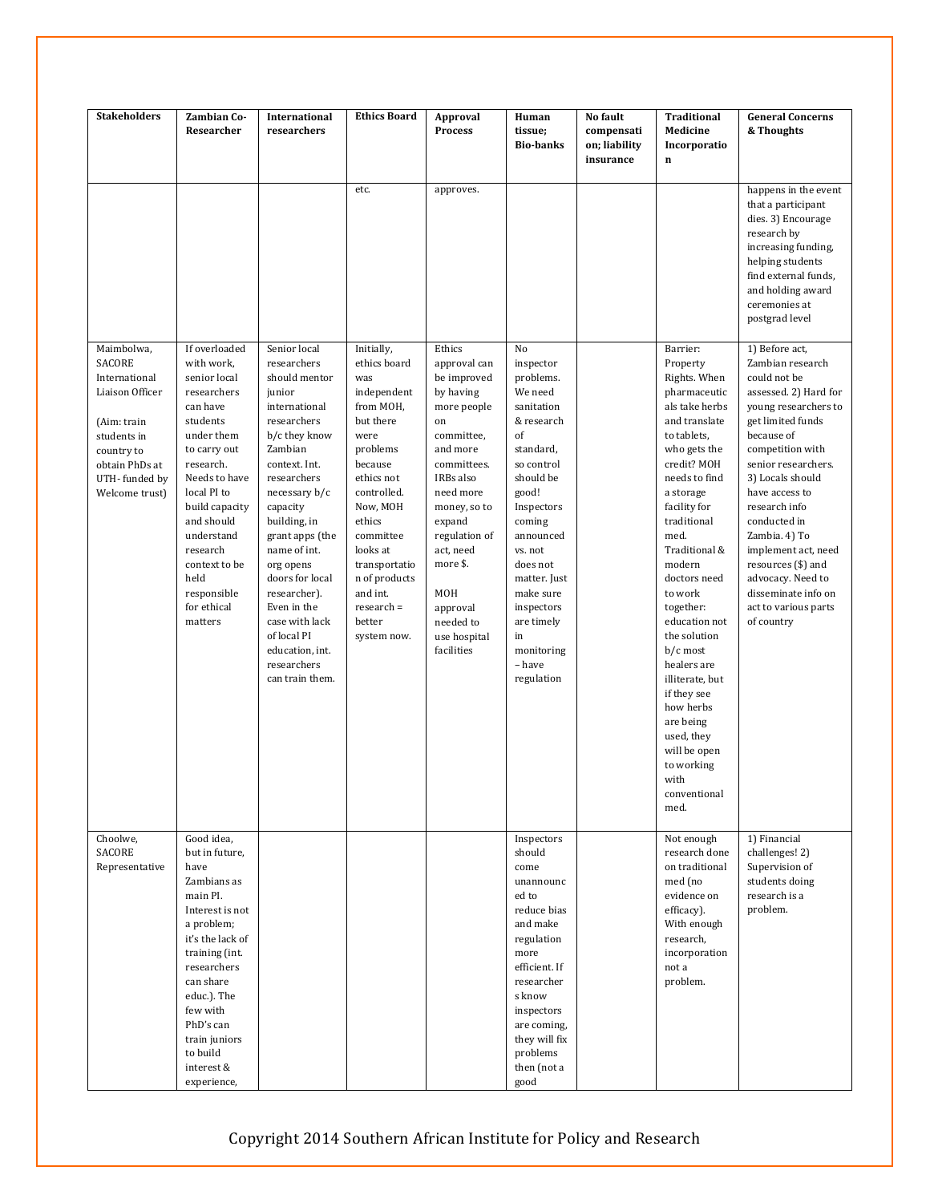| Stakeholders | Zambian Co-Researcher | International researchers | Ethics Board | Approval Process | Human tissue; Bio-banks | No fault compensation; liability insurance | Traditional Medicine Incorporation | General Concerns & Thoughts |
|---|---|---|---|---|---|---|---|---|
| | | | etc. | approves. | | | | happens in the event that a participant dies. 3) Encourage research by increasing funding, helping students find external funds, and holding award ceremonies at postgrad level |
| Maimbolwa, SACORE International Liaison Officer (Aim: train students in country to obtain PhDs at UTH- funded by Welcome trust) | If overloaded with work, senior local researchers can have students under them to carry out research. Needs to have local PI to build capacity and should understand research context to be held responsible for ethical matters | Senior local researchers should mentor junior international researchers b/c they know Zambian context. Int. researchers necessary b/c capacity building, in grant apps (the name of int. org opens doors for local researcher). Even in the case with lack of local PI education, int. researchers can train them. | Initially, ethics board was independent from MOH, but there were problems because ethics not controlled. Now, MOH ethics committee looks at transportation of products and int. research = better system now. | Ethics approval can be improved by having more people on committee, and more committees. IRBs also need more money, so to expand regulation of act, need more $. MOH approval needed to use hospital facilities | No inspector problems. We need sanitation & research of standard, so control should be good! Inspectors coming announced vs. not does not matter. Just make sure inspectors are timely in monitoring – have regulation | | Barrier: Property Rights. When pharmaceuticals take herbs and translate to tablets, who gets the credit? MOH needs to find a storage facility for traditional med. Traditional & modern doctors need to work together: education not the solution b/c most healers are illiterate, but if they see how herbs are being used, they will be open to working with conventional med. | 1) Before act, Zambian research could not be assessed. 2) Hard for young researchers to get limited funds because of competition with senior researchers. 3) Locals should have access to research info conducted in Zambia. 4) To implement act, need resources ($) and advocacy. Need to disseminate info on act to various parts of country |
| Choolwe, SACORE Representative | Good idea, but in future, have Zambians as main PI. Interest is not a problem; it's the lack of training (int. researchers can share educ.). The few with PhD's can train juniors to build interest & experience, | | | | Inspectors should come unannounced to reduce bias and make regulation more efficient. If researchers know inspectors are coming, they will fix problems then (not a good | | Not enough research done on traditional med (no evidence on efficacy). With enough research, incorporation not a problem. | 1) Financial challenges! 2) Supervision of students doing research is a problem. |

Copyright 2014 Southern African Institute for Policy and Research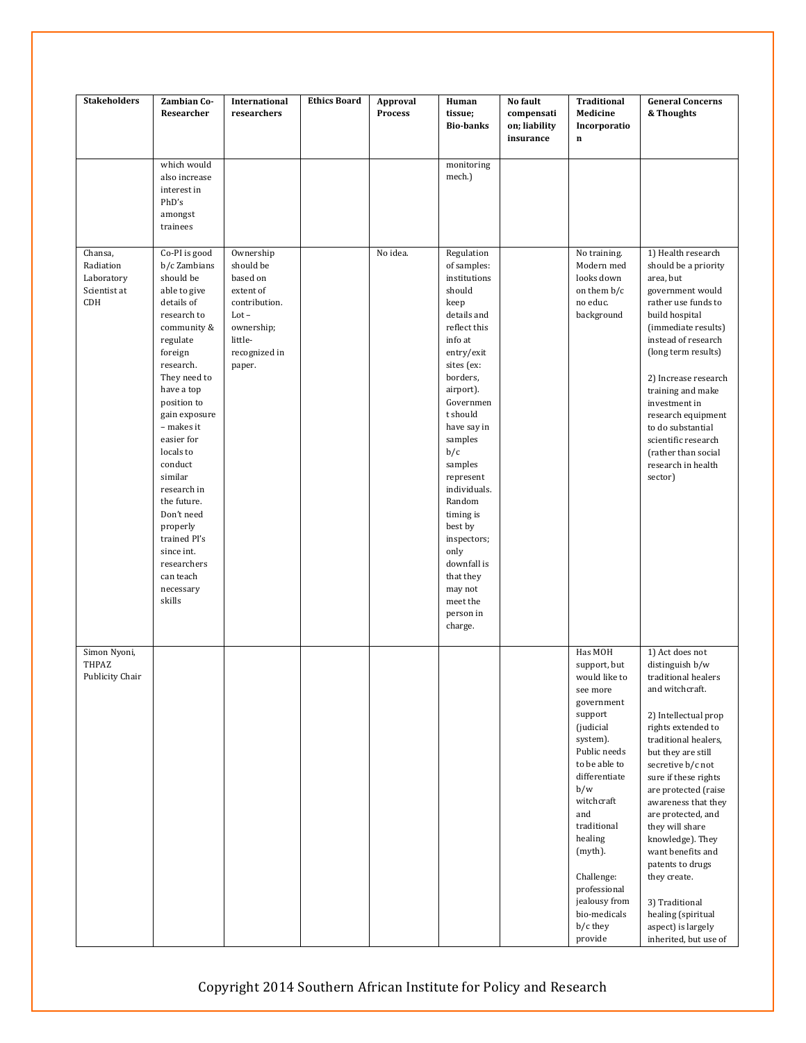| Stakeholders | Zambian Co-Researcher | International researchers | Ethics Board | Approval Process | Human tissue; Bio-banks | No fault compensation; liability insurance | Traditional Medicine Incorporation | General Concerns & Thoughts |
|---|---|---|---|---|---|---|---|---|
| | which would also increase interest in PhD's amongst trainees | | | | monitoring mech.) | | | |
| Chansa, Radiation Laboratory Scientist at CDH | Co-PI is good b/c Zambians should be able to give details of research to community & regulate foreign research. They need to have a top position to gain exposure – makes it easier for locals to conduct similar research in the future. Don't need properly trained PI's since int. researchers can teach necessary skills | Ownership should be based on extent of contribution. Lot – ownership; little-recognized in paper. | | No idea. | Regulation of samples: institutions should keep details and reflect this info at entry/exit sites (ex: borders, airport). Government should have say in samples b/c samples represent individuals. Random timing is best by inspectors; only downfall is that they may not meet the person in charge. | | No training. Modern med looks down on them b/c no educ. background | 1) Health research should be a priority area, but government would rather use funds to build hospital (immediate results) instead of research (long term results)<br><br>2) Increase research training and make investment in research equipment to do substantial scientific research (rather than social research in health sector) |
| Simon Nyoni, THPAZ Publicity Chair | | | | | | | Has MOH support, but would like to see more government support (judicial system). Public needs to be able to differentiate b/w witchcraft and traditional healing (myth).<br><br>Challenge: professional jealousy from bio-medicals b/c they provide | 1) Act does not distinguish b/w traditional healers and witchcraft.<br><br>2) Intellectual prop rights extended to traditional healers, but they are still secretive b/c not sure if these rights are protected (raise awareness that they are protected, and they will share knowledge). They want benefits and patents to drugs they create.<br><br>3) Traditional healing (spiritual aspect) is largely inherited, but use of |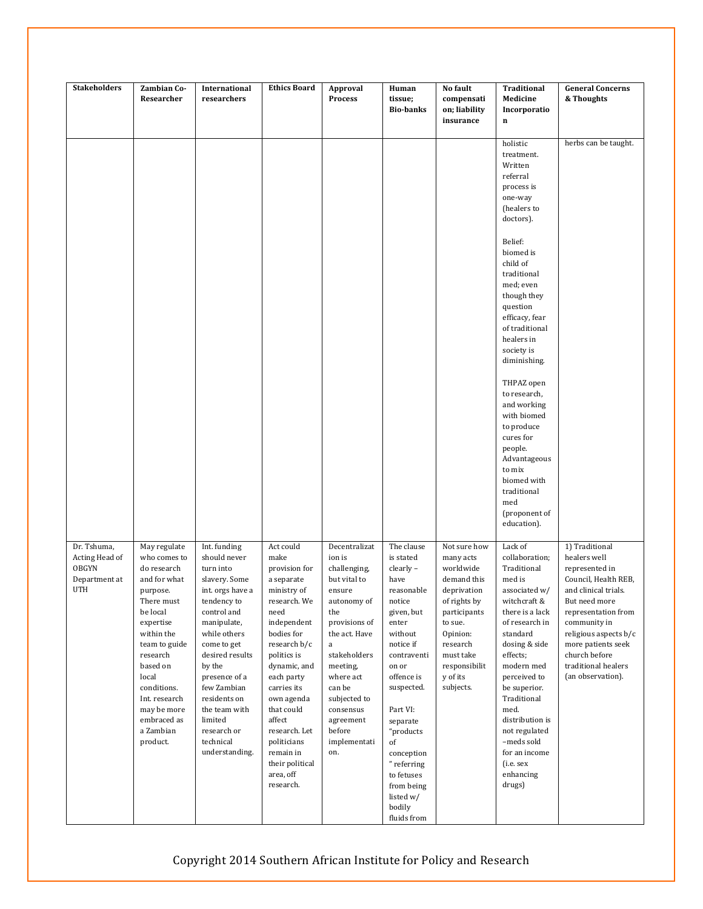| Stakeholders | Zambian Co-Researcher | International researchers | Ethics Board | Approval Process | Human tissue; Bio-banks | No fault compensation; liability insurance | Traditional Medicine Incorporation | General Concerns & Thoughts |
|---|---|---|---|---|---|---|---|---|
| | | | | | | | holistic treatment. Written referral process is one-way (healers to doctors). Belief: biomed is child of traditional med; even though they question efficacy, fear of traditional healers in society is diminishing. THPAZ open to research, and working with biomed to produce cures for people. Advantageous to mix biomed with traditional med (proponent of education). | herbs can be taught. |
| Dr. Tshuma, Acting Head of OBGYN Department at UTH | May regulate who comes to do research and for what purpose. There must be local expertise within the team to guide research based on local conditions. Int. research may be more embraced as a Zambian product. | Int. funding should never turn into slavery. Some int. orgs have a tendency to control and manipulate, while others come to get desired results by the presence of a few Zambian residents on the team with limited research or technical understanding. | Act could make provision for a separate ministry of research. We need independent bodies for research b/c politics is dynamic, and each party carries its own agenda that could affect research. Let politicians remain in their political area, off research. | Decentralization is challenging, but vital to ensure autonomy of the provisions of the act. Have a stakeholders meeting, where act can be subjected to consensus agreement before implementation. | The clause is stated clearly – have reasonable notice given, but enter without notice if contravention or offence is suspected. Part VI: separate "products of conception" referring to fetuses from being listed w/ bodily fluids from | Not sure how many acts worldwide demand this deprivation of rights by participants to sue. Opinion: research must take responsibility of its subjects. | Lack of collaboration; Traditional med is associated w/ witchcraft & there is a lack of research in standard dosing & side effects; modern med perceived to be superior. Traditional med. distribution is not regulated –meds sold for an income (i.e. sex enhancing drugs) | 1) Traditional healers well represented in Council, Health REB, and clinical trials. But need more representation from community in religious aspects b/c more patients seek church before traditional healers (an observation). |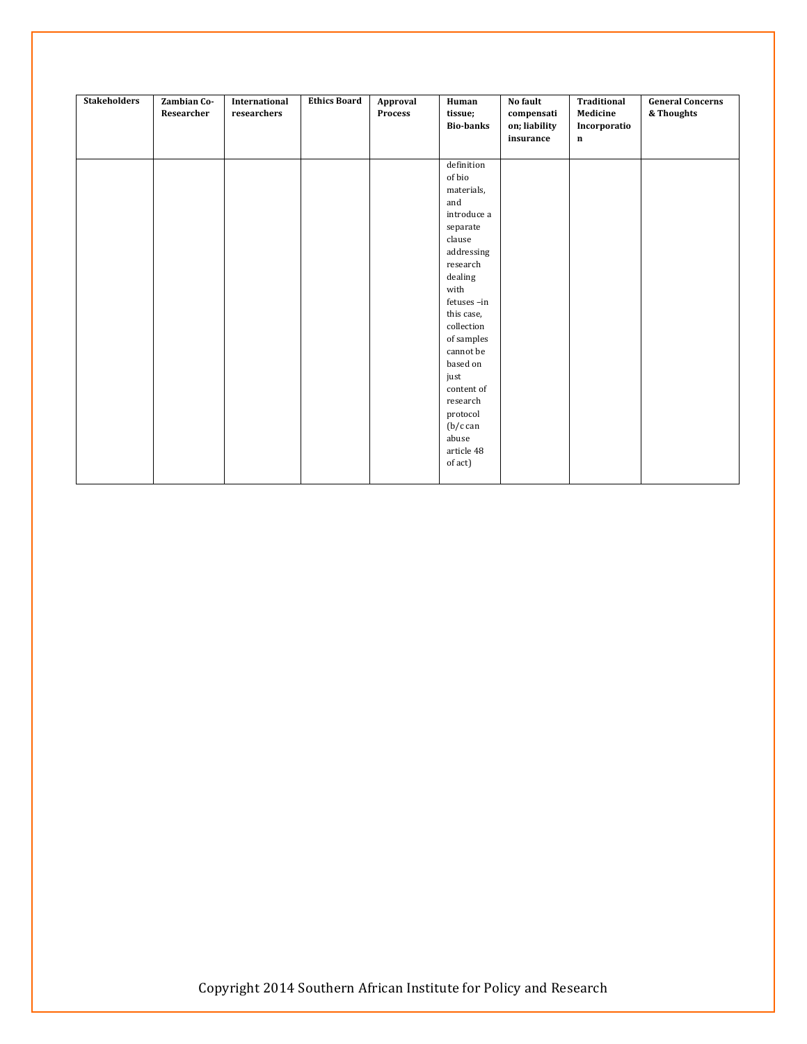| Stakeholders | Zambian Co-Researcher | International researchers | Ethics Board | Approval Process | Human tissue; Bio-banks | No fault compensation; liability insurance | Traditional Medicine Incorporation | General Concerns & Thoughts |
|---|---|---|---|---|---|---|---|---|
| | | | | | definition of bio materials, and introduce a separate clause addressing research dealing with fetuses –in this case, collection of samples cannot be based on just content of research protocol (b/c can abuse article 48 of act) | | | |

Copyright 2014 Southern African Institute for Policy and Research